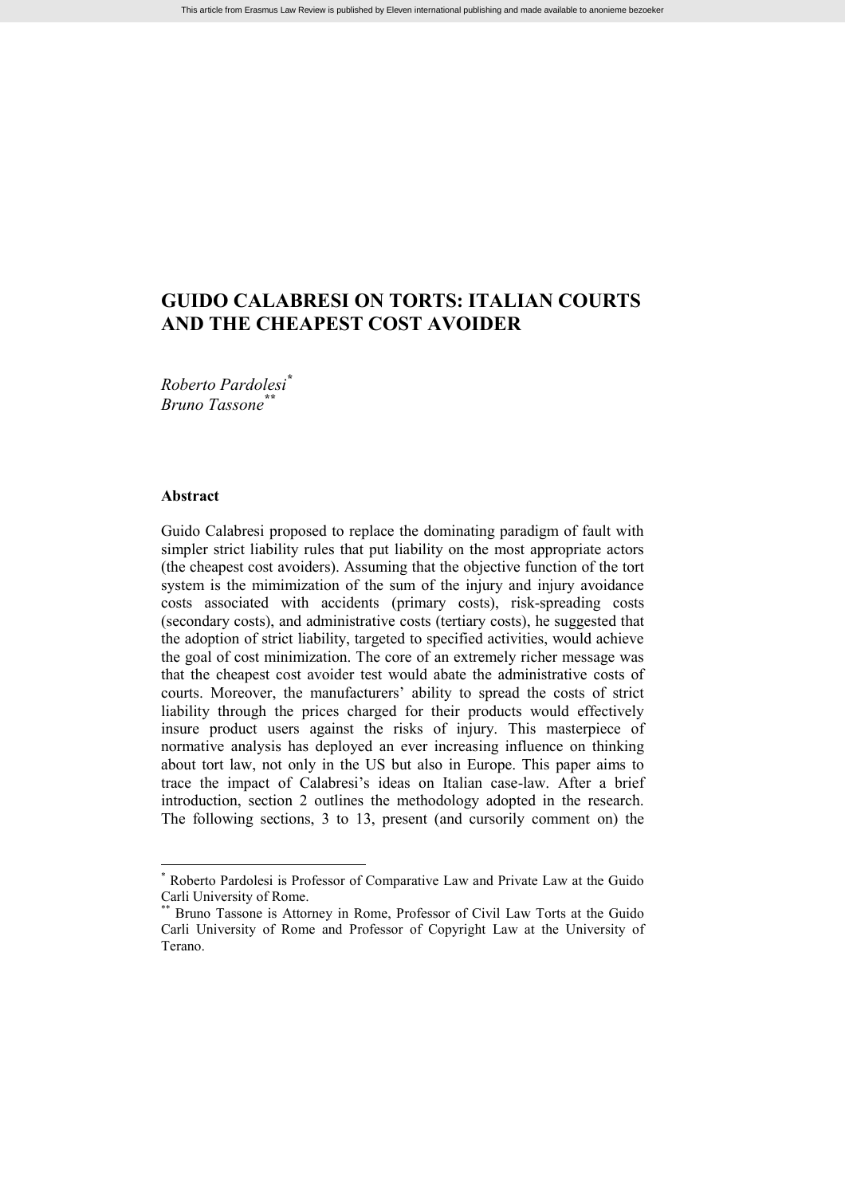# GUIDO CALABRESI ON TORTS: ITALIAN COURTS AND THE CHEAPEST COST AVOIDER

*Roberto Pardolesi*[*]
*Bruno Tassone*[**]

### Abstract

Guido Calabresi proposed to replace the dominating paradigm of fault with simpler strict liability rules that put liability on the most appropriate actors (the cheapest cost avoiders). Assuming that the objective function of the tort system is the mimimization of the sum of the injury and injury avoidance costs associated with accidents (primary costs), risk-spreading costs (secondary costs), and administrative costs (tertiary costs), he suggested that the adoption of strict liability, targeted to specified activities, would achieve the goal of cost minimization. The core of an extremely richer message was that the cheapest cost avoider test would abate the administrative costs of courts. Moreover, the manufacturers' ability to spread the costs of strict liability through the prices charged for their products would effectively insure product users against the risks of injury. This masterpiece of normative analysis has deployed an ever increasing influence on thinking about tort law, not only in the US but also in Europe. This paper aims to trace the impact of Calabresi's ideas on Italian case-law. After a brief introduction, section 2 outlines the methodology adopted in the research. The following sections, 3 to 13, present (and cursorily comment on) the

---

[*] Roberto Pardolesi is Professor of Comparative Law and Private Law at the Guido Carli University of Rome.
[**] Bruno Tassone is Attorney in Rome, Professor of Civil Law Torts at the Guido Carli University of Rome and Professor of Copyright Law at the University of Terano.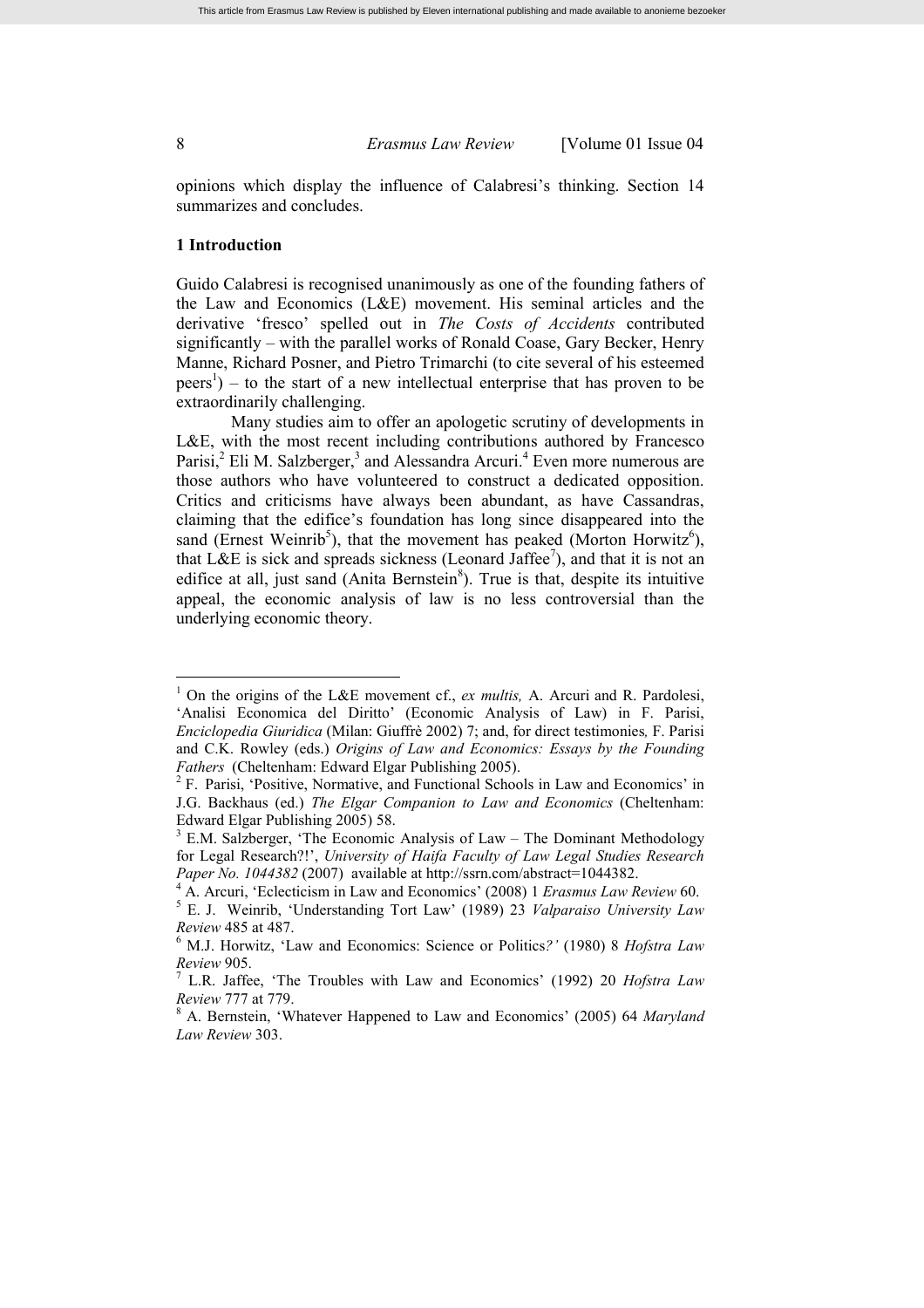opinions which display the influence of Calabresi's thinking. Section 14 summarizes and concludes.

## 1 Introduction

Guido Calabresi is recognised unanimously as one of the founding fathers of the Law and Economics (L&E) movement. His seminal articles and the derivative 'fresco' spelled out in *The Costs of Accidents* contributed significantly – with the parallel works of Ronald Coase, Gary Becker, Henry Manne, Richard Posner, and Pietro Trimarchi (to cite several of his esteemed peers[1]) – to the start of a new intellectual enterprise that has proven to be extraordinarily challenging.

Many studies aim to offer an apologetic scrutiny of developments in L&E, with the most recent including contributions authored by Francesco Parisi,[2] Eli M. Salzberger,[3] and Alessandra Arcuri.[4] Even more numerous are those authors who have volunteered to construct a dedicated opposition. Critics and criticisms have always been abundant, as have Cassandras, claiming that the edifice's foundation has long since disappeared into the sand (Ernest Weinrib[5]), that the movement has peaked (Morton Horwitz[6]), that L&E is sick and spreads sickness (Leonard Jaffee[7]), and that it is not an edifice at all, just sand (Anita Bernstein[8]). True is that, despite its intuitive appeal, the economic analysis of law is no less controversial than the underlying economic theory.

---

[1] On the origins of the L&E movement cf., *ex multis,* A. Arcuri and R. Pardolesi, 'Analisi Economica del Diritto' (Economic Analysis of Law) in F. Parisi, *Enciclopedia Giuridica* (Milan: Giuffrè 2002) 7; and, for direct testimonies*,* F. Parisi and C.K. Rowley (eds.) *Origins of Law and Economics: Essays by the Founding Fathers* (Cheltenham: Edward Elgar Publishing 2005).

[2] F. Parisi, 'Positive, Normative, and Functional Schools in Law and Economics' in J.G. Backhaus (ed.) *The Elgar Companion to Law and Economics* (Cheltenham: Edward Elgar Publishing 2005) 58.

[3] E.M. Salzberger, 'The Economic Analysis of Law – The Dominant Methodology for Legal Research?!', *University of Haifa Faculty of Law Legal Studies Research Paper No. 1044382* (2007) available at http://ssrn.com/abstract=1044382.

[4] A. Arcuri, 'Eclecticism in Law and Economics' (2008) 1 *Erasmus Law Review* 60.

[5] E. J. Weinrib, 'Understanding Tort Law' (1989) 23 *Valparaiso University Law Review* 485 at 487.

[6] M.J. Horwitz, 'Law and Economics: Science or Politics*?'* (1980) 8 *Hofstra Law Review* 905.

[7] L.R. Jaffee, 'The Troubles with Law and Economics' (1992) 20 *Hofstra Law Review* 777 at 779.

[8] A. Bernstein, 'Whatever Happened to Law and Economics' (2005) 64 *Maryland Law Review* 303.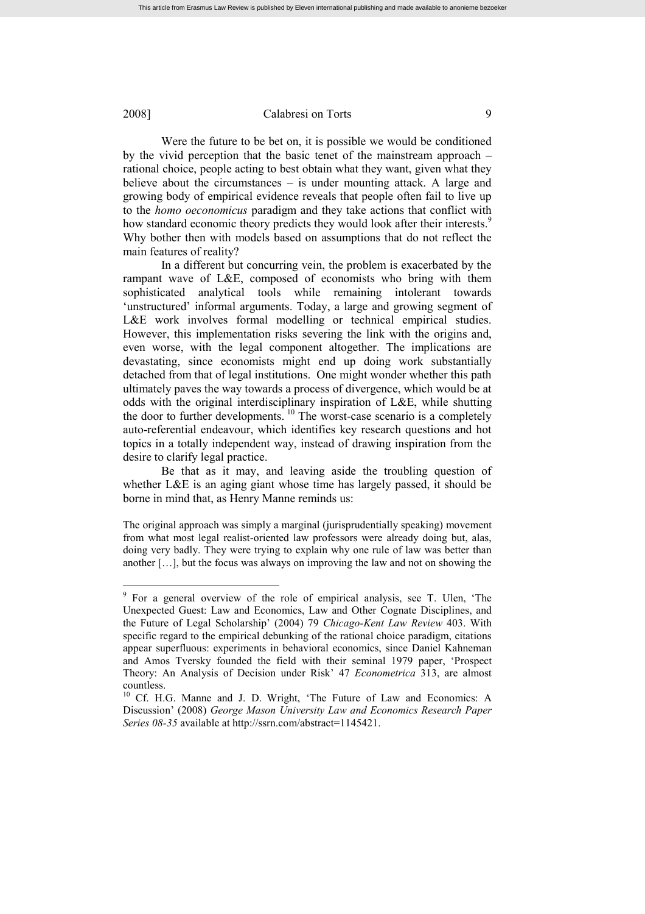Were the future to be bet on, it is possible we would be conditioned by the vivid perception that the basic tenet of the mainstream approach – rational choice, people acting to best obtain what they want, given what they believe about the circumstances – is under mounting attack. A large and growing body of empirical evidence reveals that people often fail to live up to the *homo oeconomicus* paradigm and they take actions that conflict with how standard economic theory predicts they would look after their interests.[9] Why bother then with models based on assumptions that do not reflect the main features of reality?

In a different but concurring vein, the problem is exacerbated by the rampant wave of L&E, composed of economists who bring with them sophisticated analytical tools while remaining intolerant towards 'unstructured' informal arguments. Today, a large and growing segment of L&E work involves formal modelling or technical empirical studies. However, this implementation risks severing the link with the origins and, even worse, with the legal component altogether. The implications are devastating, since economists might end up doing work substantially detached from that of legal institutions. One might wonder whether this path ultimately paves the way towards a process of divergence, which would be at odds with the original interdisciplinary inspiration of L&E, while shutting the door to further developments.[10] The worst-case scenario is a completely auto-referential endeavour, which identifies key research questions and hot topics in a totally independent way, instead of drawing inspiration from the desire to clarify legal practice.

Be that as it may, and leaving aside the troubling question of whether L&E is an aging giant whose time has largely passed, it should be borne in mind that, as Henry Manne reminds us:

> The original approach was simply a marginal (jurisprudentially speaking) movement from what most legal realist-oriented law professors were already doing but, alas, doing very badly. They were trying to explain why one rule of law was better than another […], but the focus was always on improving the law and not on showing the

---

[9] For a general overview of the role of empirical analysis, see T. Ulen, 'The Unexpected Guest: Law and Economics, Law and Other Cognate Disciplines, and the Future of Legal Scholarship' (2004) 79 *Chicago-Kent Law Review* 403. With specific regard to the empirical debunking of the rational choice paradigm, citations appear superfluous: experiments in behavioral economics, since Daniel Kahneman and Amos Tversky founded the field with their seminal 1979 paper, 'Prospect Theory: An Analysis of Decision under Risk' 47 *Econometrica* 313, are almost countless.

[10] Cf. H.G. Manne and J. D. Wright, 'The Future of Law and Economics: A Discussion' (2008) *George Mason University Law and Economics Research Paper Series 08-35* available at http://ssrn.com/abstract=1145421.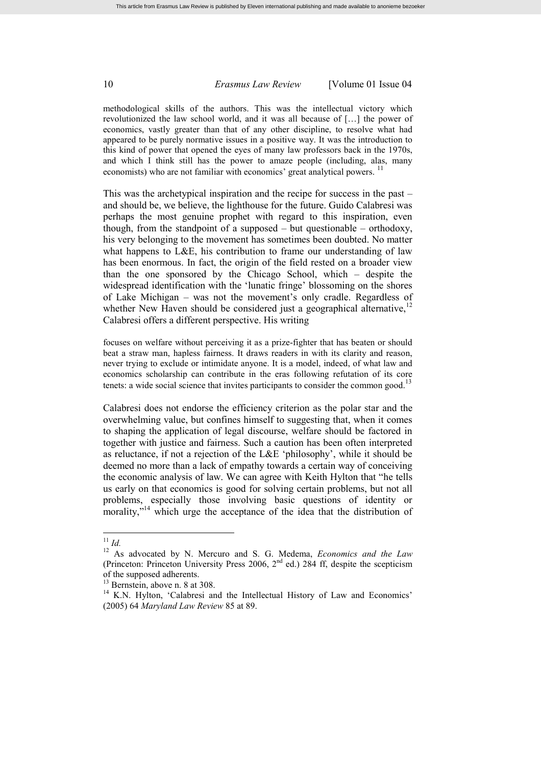methodological skills of the authors. This was the intellectual victory which revolutionized the law school world, and it was all because of […] the power of economics, vastly greater than that of any other discipline, to resolve what had appeared to be purely normative issues in a positive way. It was the introduction to this kind of power that opened the eyes of many law professors back in the 1970s, and which I think still has the power to amaze people (including, alas, many economists) who are not familiar with economics' great analytical powers. [11]

This was the archetypical inspiration and the recipe for success in the past – and should be, we believe, the lighthouse for the future. Guido Calabresi was perhaps the most genuine prophet with regard to this inspiration, even though, from the standpoint of a supposed – but questionable – orthodoxy, his very belonging to the movement has sometimes been doubted. No matter what happens to L&E, his contribution to frame our understanding of law has been enormous. In fact, the origin of the field rested on a broader view than the one sponsored by the Chicago School, which – despite the widespread identification with the 'lunatic fringe' blossoming on the shores of Lake Michigan – was not the movement's only cradle. Regardless of whether New Haven should be considered just a geographical alternative,[12] Calabresi offers a different perspective. His writing

focuses on welfare without perceiving it as a prize-fighter that has beaten or should beat a straw man, hapless fairness. It draws readers in with its clarity and reason, never trying to exclude or intimidate anyone. It is a model, indeed, of what law and economics scholarship can contribute in the eras following refutation of its core tenets: a wide social science that invites participants to consider the common good.[13]

Calabresi does not endorse the efficiency criterion as the polar star and the overwhelming value, but confines himself to suggesting that, when it comes to shaping the application of legal discourse, welfare should be factored in together with justice and fairness. Such a caution has been often interpreted as reluctance, if not a rejection of the L&E 'philosophy', while it should be deemed no more than a lack of empathy towards a certain way of conceiving the economic analysis of law. We can agree with Keith Hylton that "he tells us early on that economics is good for solving certain problems, but not all problems, especially those involving basic questions of identity or morality,"[14] which urge the acceptance of the idea that the distribution of

---

[11] *Id.*

[12] As advocated by N. Mercuro and S. G. Medema, *Economics and the Law* (Princeton: Princeton University Press 2006, 2nd ed.) 284 ff, despite the scepticism of the supposed adherents.

[13] Bernstein, above n. 8 at 308.

[14] K.N. Hylton, 'Calabresi and the Intellectual History of Law and Economics' (2005) 64 *Maryland Law Review* 85 at 89.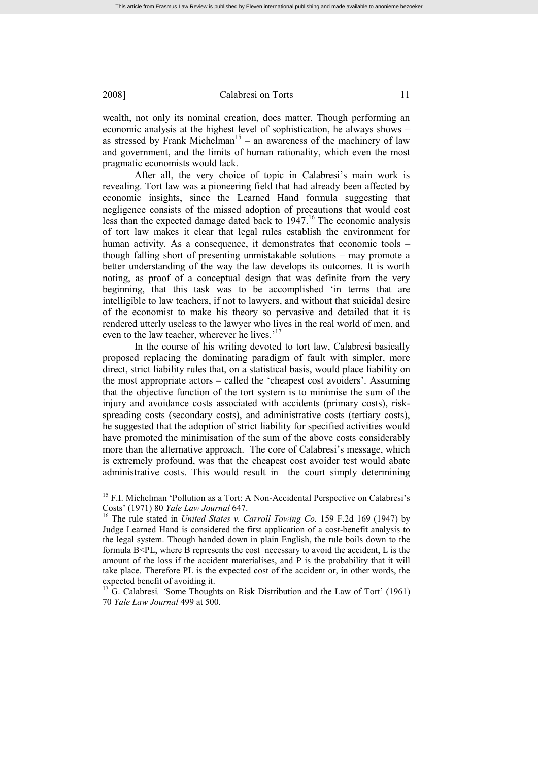wealth, not only its nominal creation, does matter. Though performing an economic analysis at the highest level of sophistication, he always shows – as stressed by Frank Michelman[15] – an awareness of the machinery of law and government, and the limits of human rationality, which even the most pragmatic economists would lack.

After all, the very choice of topic in Calabresi's main work is revealing. Tort law was a pioneering field that had already been affected by economic insights, since the Learned Hand formula suggesting that negligence consists of the missed adoption of precautions that would cost less than the expected damage dated back to 1947.[16] The economic analysis of tort law makes it clear that legal rules establish the environment for human activity. As a consequence, it demonstrates that economic tools – though falling short of presenting unmistakable solutions – may promote a better understanding of the way the law develops its outcomes. It is worth noting, as proof of a conceptual design that was definite from the very beginning, that this task was to be accomplished 'in terms that are intelligible to law teachers, if not to lawyers, and without that suicidal desire of the economist to make his theory so pervasive and detailed that it is rendered utterly useless to the lawyer who lives in the real world of men, and even to the law teacher, wherever he lives.'[17]

In the course of his writing devoted to tort law, Calabresi basically proposed replacing the dominating paradigm of fault with simpler, more direct, strict liability rules that, on a statistical basis, would place liability on the most appropriate actors – called the 'cheapest cost avoiders'. Assuming that the objective function of the tort system is to minimise the sum of the injury and avoidance costs associated with accidents (primary costs), risk-spreading costs (secondary costs), and administrative costs (tertiary costs), he suggested that the adoption of strict liability for specified activities would have promoted the minimisation of the sum of the above costs considerably more than the alternative approach. The core of Calabresi's message, which is extremely profound, was that the cheapest cost avoider test would abate administrative costs. This would result in the court simply determining

---

[15] F.I. Michelman 'Pollution as a Tort: A Non-Accidental Perspective on Calabresi's Costs' (1971) 80 *Yale Law Journal* 647.

[16] The rule stated in *United States v. Carroll Towing Co.* 159 F.2d 169 (1947) by Judge Learned Hand is considered the first application of a cost-benefit analysis to the legal system. Though handed down in plain English, the rule boils down to the formula $B<PL$, where B represents the cost necessary to avoid the accident, L is the amount of the loss if the accident materialises, and P is the probability that it will take place. Therefore PL is the expected cost of the accident or, in other words, the expected benefit of avoiding it.

[17] G. Calabresi, 'Some Thoughts on Risk Distribution and the Law of Tort' (1961) 70 *Yale Law Journal* 499 at 500.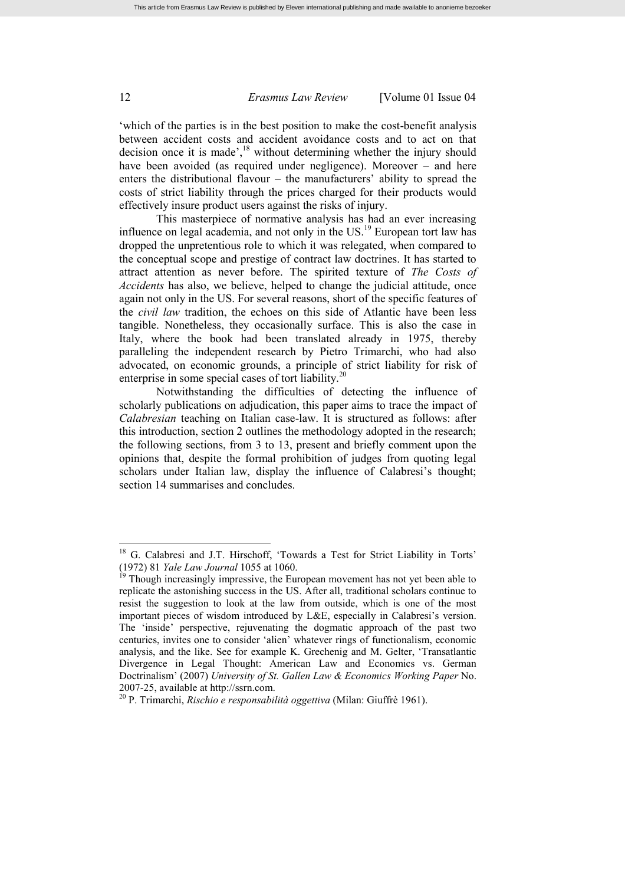'which of the parties is in the best position to make the cost-benefit analysis between accident costs and accident avoidance costs and to act on that decision once it is made',[18] without determining whether the injury should have been avoided (as required under negligence). Moreover – and here enters the distributional flavour – the manufacturers' ability to spread the costs of strict liability through the prices charged for their products would effectively insure product users against the risks of injury.

This masterpiece of normative analysis has had an ever increasing influence on legal academia, and not only in the US.[19] European tort law has dropped the unpretentious role to which it was relegated, when compared to the conceptual scope and prestige of contract law doctrines. It has started to attract attention as never before. The spirited texture of *The Costs of Accidents* has also, we believe, helped to change the judicial attitude, once again not only in the US. For several reasons, short of the specific features of the *civil law* tradition, the echoes on this side of Atlantic have been less tangible. Nonetheless, they occasionally surface. This is also the case in Italy, where the book had been translated already in 1975, thereby paralleling the independent research by Pietro Trimarchi, who had also advocated, on economic grounds, a principle of strict liability for risk of enterprise in some special cases of tort liability.[20]

Notwithstanding the difficulties of detecting the influence of scholarly publications on adjudication, this paper aims to trace the impact of *Calabresian* teaching on Italian case-law. It is structured as follows: after this introduction, section 2 outlines the methodology adopted in the research; the following sections, from 3 to 13, present and briefly comment upon the opinions that, despite the formal prohibition of judges from quoting legal scholars under Italian law, display the influence of Calabresi's thought; section 14 summarises and concludes.

---

[18] G. Calabresi and J.T. Hirschoff, 'Towards a Test for Strict Liability in Torts' (1972) 81 *Yale Law Journal* 1055 at 1060.

[19] Though increasingly impressive, the European movement has not yet been able to replicate the astonishing success in the US. After all, traditional scholars continue to resist the suggestion to look at the law from outside, which is one of the most important pieces of wisdom introduced by L&E, especially in Calabresi's version. The 'inside' perspective, rejuvenating the dogmatic approach of the past two centuries, invites one to consider 'alien' whatever rings of functionalism, economic analysis, and the like. See for example K. Grechenig and M. Gelter, 'Transatlantic Divergence in Legal Thought: American Law and Economics vs. German Doctrinalism' (2007) *University of St. Gallen Law & Economics Working Paper* No. 2007-25, available at http://ssrn.com.

[20] P. Trimarchi, *Rischio e responsabilità oggettiva* (Milan: Giuffrè 1961).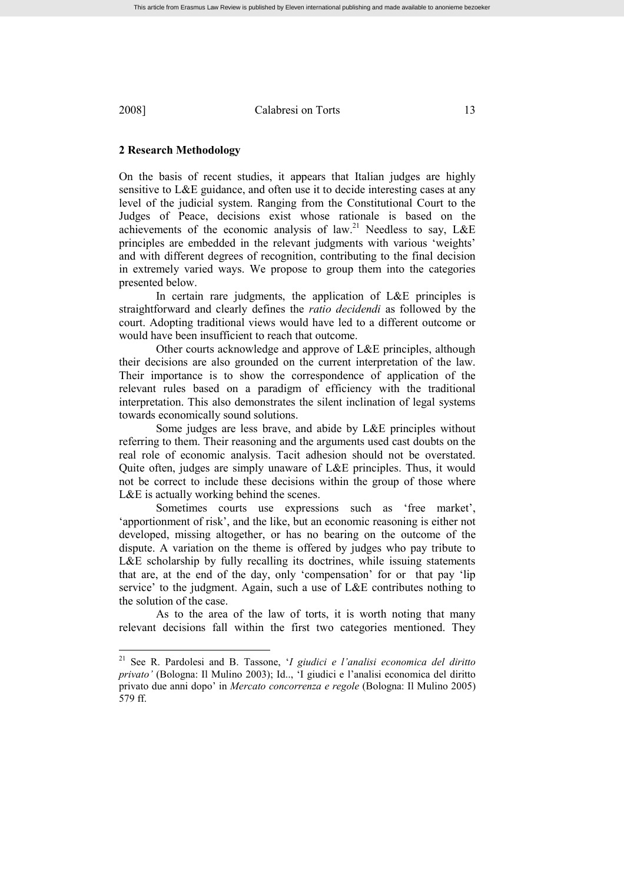## 2 Research Methodology

On the basis of recent studies, it appears that Italian judges are highly sensitive to L&E guidance, and often use it to decide interesting cases at any level of the judicial system. Ranging from the Constitutional Court to the Judges of Peace, decisions exist whose rationale is based on the achievements of the economic analysis of law.[21] Needless to say, L&E principles are embedded in the relevant judgments with various 'weights' and with different degrees of recognition, contributing to the final decision in extremely varied ways. We propose to group them into the categories presented below.

In certain rare judgments, the application of L&E principles is straightforward and clearly defines the *ratio decidendi* as followed by the court. Adopting traditional views would have led to a different outcome or would have been insufficient to reach that outcome.

Other courts acknowledge and approve of L&E principles, although their decisions are also grounded on the current interpretation of the law. Their importance is to show the correspondence of application of the relevant rules based on a paradigm of efficiency with the traditional interpretation. This also demonstrates the silent inclination of legal systems towards economically sound solutions.

Some judges are less brave, and abide by L&E principles without referring to them. Their reasoning and the arguments used cast doubts on the real role of economic analysis. Tacit adhesion should not be overstated. Quite often, judges are simply unaware of L&E principles. Thus, it would not be correct to include these decisions within the group of those where L&E is actually working behind the scenes.

Sometimes courts use expressions such as 'free market', 'apportionment of risk', and the like, but an economic reasoning is either not developed, missing altogether, or has no bearing on the outcome of the dispute. A variation on the theme is offered by judges who pay tribute to L&E scholarship by fully recalling its doctrines, while issuing statements that are, at the end of the day, only 'compensation' for or that pay 'lip service' to the judgment. Again, such a use of L&E contributes nothing to the solution of the case.

As to the area of the law of torts, it is worth noting that many relevant decisions fall within the first two categories mentioned. They

[21] See R. Pardolesi and B. Tassone, '*I giudici e l'analisi economica del diritto privato'* (Bologna: Il Mulino 2003); Id.., 'I giudici e l'analisi economica del diritto privato due anni dopo' in *Mercato concorrenza e regole* (Bologna: Il Mulino 2005) 579 ff.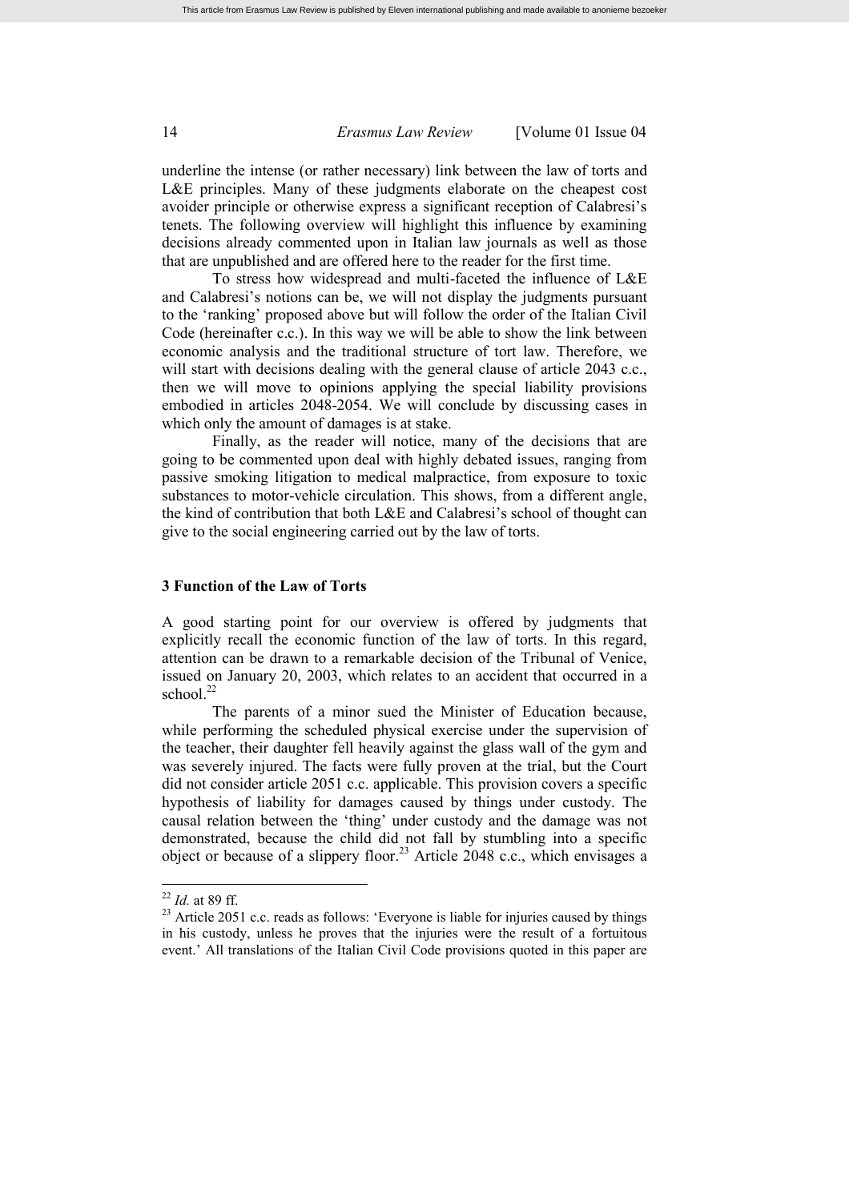underline the intense (or rather necessary) link between the law of torts and L&E principles. Many of these judgments elaborate on the cheapest cost avoider principle or otherwise express a significant reception of Calabresi's tenets. The following overview will highlight this influence by examining decisions already commented upon in Italian law journals as well as those that are unpublished and are offered here to the reader for the first time.

To stress how widespread and multi-faceted the influence of L&E and Calabresi's notions can be, we will not display the judgments pursuant to the 'ranking' proposed above but will follow the order of the Italian Civil Code (hereinafter c.c.). In this way we will be able to show the link between economic analysis and the traditional structure of tort law. Therefore, we will start with decisions dealing with the general clause of article 2043 c.c., then we will move to opinions applying the special liability provisions embodied in articles 2048-2054. We will conclude by discussing cases in which only the amount of damages is at stake.

Finally, as the reader will notice, many of the decisions that are going to be commented upon deal with highly debated issues, ranging from passive smoking litigation to medical malpractice, from exposure to toxic substances to motor-vehicle circulation. This shows, from a different angle, the kind of contribution that both L&E and Calabresi's school of thought can give to the social engineering carried out by the law of torts.

## 3 Function of the Law of Torts

A good starting point for our overview is offered by judgments that explicitly recall the economic function of the law of torts. In this regard, attention can be drawn to a remarkable decision of the Tribunal of Venice, issued on January 20, 2003, which relates to an accident that occurred in a school.[22]

The parents of a minor sued the Minister of Education because, while performing the scheduled physical exercise under the supervision of the teacher, their daughter fell heavily against the glass wall of the gym and was severely injured. The facts were fully proven at the trial, but the Court did not consider article 2051 c.c. applicable. This provision covers a specific hypothesis of liability for damages caused by things under custody. The causal relation between the 'thing' under custody and the damage was not demonstrated, because the child did not fall by stumbling into a specific object or because of a slippery floor.[23] Article 2048 c.c., which envisages a

[22] *Id.* at 89 ff.

[23] Article 2051 c.c. reads as follows: 'Everyone is liable for injuries caused by things in his custody, unless he proves that the injuries were the result of a fortuitous event.' All translations of the Italian Civil Code provisions quoted in this paper are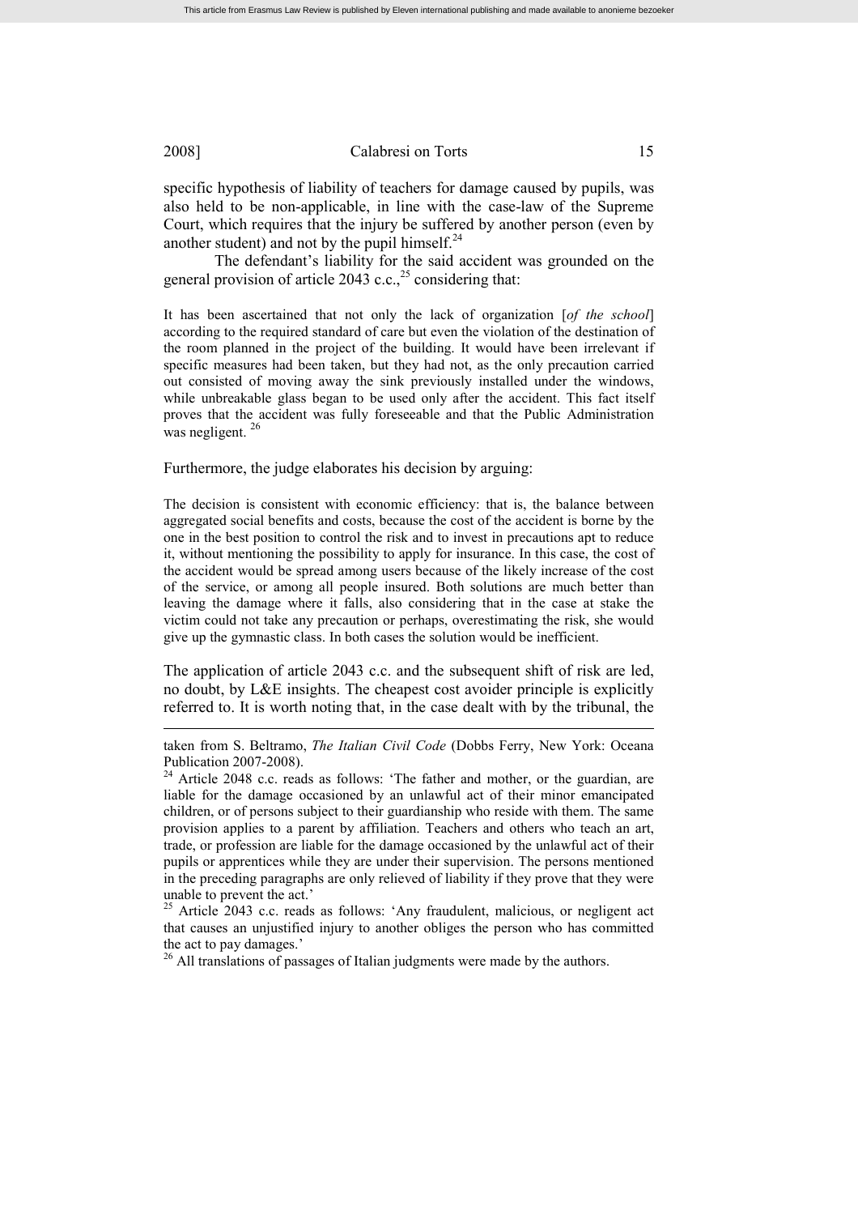specific hypothesis of liability of teachers for damage caused by pupils, was also held to be non-applicable, in line with the case-law of the Supreme Court, which requires that the injury be suffered by another person (even by another student) and not by the pupil himself.[24]

The defendant's liability for the said accident was grounded on the general provision of article 2043 c.c.,[25] considering that:

> It has been ascertained that not only the lack of organization [*of the school*] according to the required standard of care but even the violation of the destination of the room planned in the project of the building. It would have been irrelevant if specific measures had been taken, but they had not, as the only precaution carried out consisted of moving away the sink previously installed under the windows, while unbreakable glass began to be used only after the accident. This fact itself proves that the accident was fully foreseeable and that the Public Administration was negligent. [26]

Furthermore, the judge elaborates his decision by arguing:

> The decision is consistent with economic efficiency: that is, the balance between aggregated social benefits and costs, because the cost of the accident is borne by the one in the best position to control the risk and to invest in precautions apt to reduce it, without mentioning the possibility to apply for insurance. In this case, the cost of the accident would be spread among users because of the likely increase of the cost of the service, or among all people insured. Both solutions are much better than leaving the damage where it falls, also considering that in the case at stake the victim could not take any precaution or perhaps, overestimating the risk, she would give up the gymnastic class. In both cases the solution would be inefficient.

The application of article 2043 c.c. and the subsequent shift of risk are led, no doubt, by L&E insights. The cheapest cost avoider principle is explicitly referred to. It is worth noting that, in the case dealt with by the tribunal, the

---

taken from S. Beltramo, *The Italian Civil Code* (Dobbs Ferry, New York: Oceana Publication 2007-2008).

[24] Article 2048 c.c. reads as follows: 'The father and mother, or the guardian, are liable for the damage occasioned by an unlawful act of their minor emancipated children, or of persons subject to their guardianship who reside with them. The same provision applies to a parent by affiliation. Teachers and others who teach an art, trade, or profession are liable for the damage occasioned by the unlawful act of their pupils or apprentices while they are under their supervision. The persons mentioned in the preceding paragraphs are only relieved of liability if they prove that they were unable to prevent the act.'

[25] Article 2043 c.c. reads as follows: 'Any fraudulent, malicious, or negligent act that causes an unjustified injury to another obliges the person who has committed the act to pay damages.'

[26] All translations of passages of Italian judgments were made by the authors.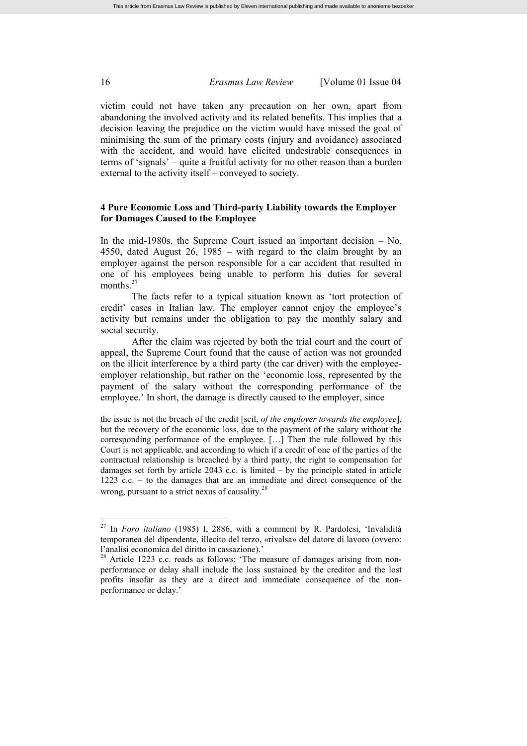victim could not have taken any precaution on her own, apart from abandoning the involved activity and its related benefits. This implies that a decision leaving the prejudice on the victim would have missed the goal of minimising the sum of the primary costs (injury and avoidance) associated with the accident, and would have elicited undesirable consequences in terms of 'signals' – quite a fruitful activity for no other reason than a burden external to the activity itself – conveyed to society.

## 4 Pure Economic Loss and Third-party Liability towards the Employer for Damages Caused to the Employee

In the mid-1980s, the Supreme Court issued an important decision – No. 4550, dated August 26, 1985 – with regard to the claim brought by an employer against the person responsible for a car accident that resulted in one of his employees being unable to perform his duties for several months.[27]

The facts refer to a typical situation known as 'tort protection of credit' cases in Italian law. The employer cannot enjoy the employee's activity but remains under the obligation to pay the monthly salary and social security.

After the claim was rejected by both the trial court and the court of appeal, the Supreme Court found that the cause of action was not grounded on the illicit interference by a third party (the car driver) with the employee-employer relationship, but rather on the 'economic loss, represented by the payment of the salary without the corresponding performance of the employee.' In short, the damage is directly caused to the employer, since

> the issue is not the breach of the credit [scil, *of the employer towards the employee*], but the recovery of the economic loss, due to the payment of the salary without the corresponding performance of the employee. […] Then the rule followed by this Court is not applicable, and according to which if a credit of one of the parties of the contractual relationship is breached by a third party, the right to compensation for damages set forth by article 2043 c.c. is limited – by the principle stated in article 1223 c.c. – to the damages that are an immediate and direct consequence of the wrong, pursuant to a strict nexus of causality.[28]

---

[27] In *Foro italiano* (1985) I, 2886, with a comment by R. Pardolesi, 'Invalidità temporanea del dipendente, illecito del terzo, «rivalsa» del datore di lavoro (ovvero: l'analisi economica del diritto in cassazione).'

[28] Article 1223 c.c. reads as follows: 'The measure of damages arising from non-performance or delay shall include the loss sustained by the creditor and the lost profits insofar as they are a direct and immediate consequence of the non-performance or delay.'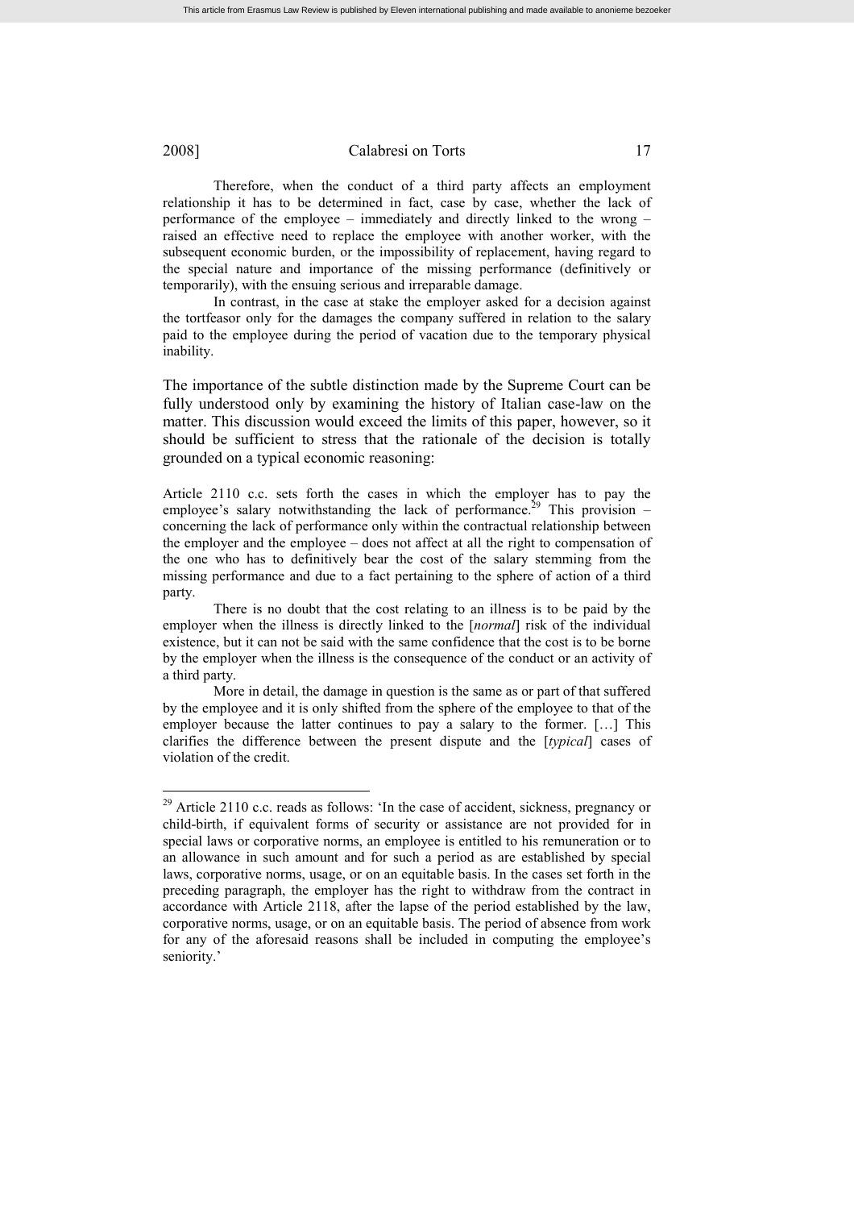Therefore, when the conduct of a third party affects an employment relationship it has to be determined in fact, case by case, whether the lack of performance of the employee – immediately and directly linked to the wrong – raised an effective need to replace the employee with another worker, with the subsequent economic burden, or the impossibility of replacement, having regard to the special nature and importance of the missing performance (definitively or temporarily), with the ensuing serious and irreparable damage.

In contrast, in the case at stake the employer asked for a decision against the tortfeasor only for the damages the company suffered in relation to the salary paid to the employee during the period of vacation due to the temporary physical inability.

The importance of the subtle distinction made by the Supreme Court can be fully understood only by examining the history of Italian case-law on the matter. This discussion would exceed the limits of this paper, however, so it should be sufficient to stress that the rationale of the decision is totally grounded on a typical economic reasoning:

Article 2110 c.c. sets forth the cases in which the employer has to pay the employee's salary notwithstanding the lack of performance.[29] This provision – concerning the lack of performance only within the contractual relationship between the employer and the employee – does not affect at all the right to compensation of the one who has to definitively bear the cost of the salary stemming from the missing performance and due to a fact pertaining to the sphere of action of a third party.

There is no doubt that the cost relating to an illness is to be paid by the employer when the illness is directly linked to the [*normal*] risk of the individual existence, but it can not be said with the same confidence that the cost is to be borne by the employer when the illness is the consequence of the conduct or an activity of a third party.

More in detail, the damage in question is the same as or part of that suffered by the employee and it is only shifted from the sphere of the employee to that of the employer because the latter continues to pay a salary to the former. […] This clarifies the difference between the present dispute and the [*typical*] cases of violation of the credit.

---

[29] Article 2110 c.c. reads as follows: 'In the case of accident, sickness, pregnancy or child-birth, if equivalent forms of security or assistance are not provided for in special laws or corporative norms, an employee is entitled to his remuneration or to an allowance in such amount and for such a period as are established by special laws, corporative norms, usage, or on an equitable basis. In the cases set forth in the preceding paragraph, the employer has the right to withdraw from the contract in accordance with Article 2118, after the lapse of the period established by the law, corporative norms, usage, or on an equitable basis. The period of absence from work for any of the aforesaid reasons shall be included in computing the employee's seniority.'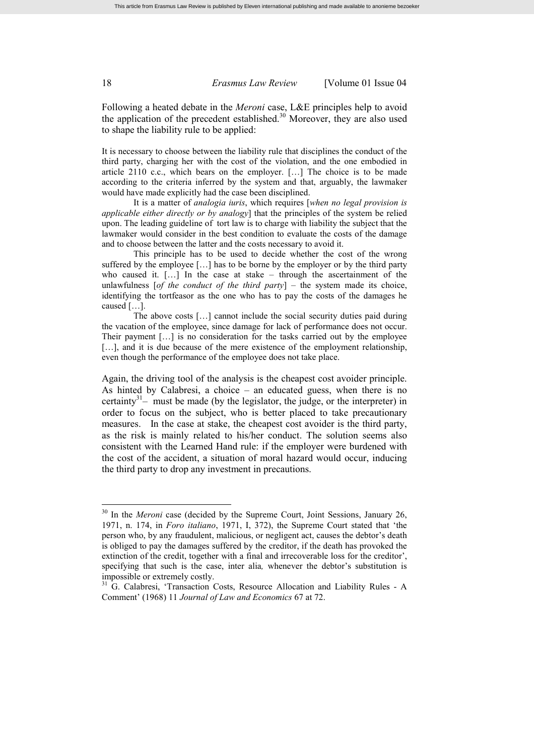Following a heated debate in the *Meroni* case, L&E principles help to avoid the application of the precedent established.[30] Moreover, they are also used to shape the liability rule to be applied:

> It is necessary to choose between the liability rule that disciplines the conduct of the third party, charging her with the cost of the violation, and the one embodied in article 2110 c.c., which bears on the employer. […] The choice is to be made according to the criteria inferred by the system and that, arguably, the lawmaker would have made explicitly had the case been disciplined.
>
> It is a matter of *analogia iuris*, which requires [*when no legal provision is applicable either directly or by analogy*] that the principles of the system be relied upon. The leading guideline of tort law is to charge with liability the subject that the lawmaker would consider in the best condition to evaluate the costs of the damage and to choose between the latter and the costs necessary to avoid it.
>
> This principle has to be used to decide whether the cost of the wrong suffered by the employee […] has to be borne by the employer or by the third party who caused it. […] In the case at stake – through the ascertainment of the unlawfulness [*of the conduct of the third party*] – the system made its choice, identifying the tortfeasor as the one who has to pay the costs of the damages he caused […].
>
> The above costs […] cannot include the social security duties paid during the vacation of the employee, since damage for lack of performance does not occur. Their payment […] is no consideration for the tasks carried out by the employee […], and it is due because of the mere existence of the employment relationship, even though the performance of the employee does not take place.

Again, the driving tool of the analysis is the cheapest cost avoider principle. As hinted by Calabresi, a choice – an educated guess, when there is no certainty[31] – must be made (by the legislator, the judge, or the interpreter) in order to focus on the subject, who is better placed to take precautionary measures. In the case at stake, the cheapest cost avoider is the third party, as the risk is mainly related to his/her conduct. The solution seems also consistent with the Learned Hand rule: if the employer were burdened with the cost of the accident, a situation of moral hazard would occur, inducing the third party to drop any investment in precautions.

---

[30] In the *Meroni* case (decided by the Supreme Court, Joint Sessions, January 26, 1971, n. 174, in *Foro italiano*, 1971, I, 372), the Supreme Court stated that 'the person who, by any fraudulent, malicious, or negligent act, causes the debtor's death is obliged to pay the damages suffered by the creditor, if the death has provoked the extinction of the credit, together with a final and irrecoverable loss for the creditor', specifying that such is the case, inter alia*,* whenever the debtor's substitution is impossible or extremely costly.

[31] G. Calabresi, 'Transaction Costs, Resource Allocation and Liability Rules - A Comment' (1968) 11 *Journal of Law and Economics* 67 at 72.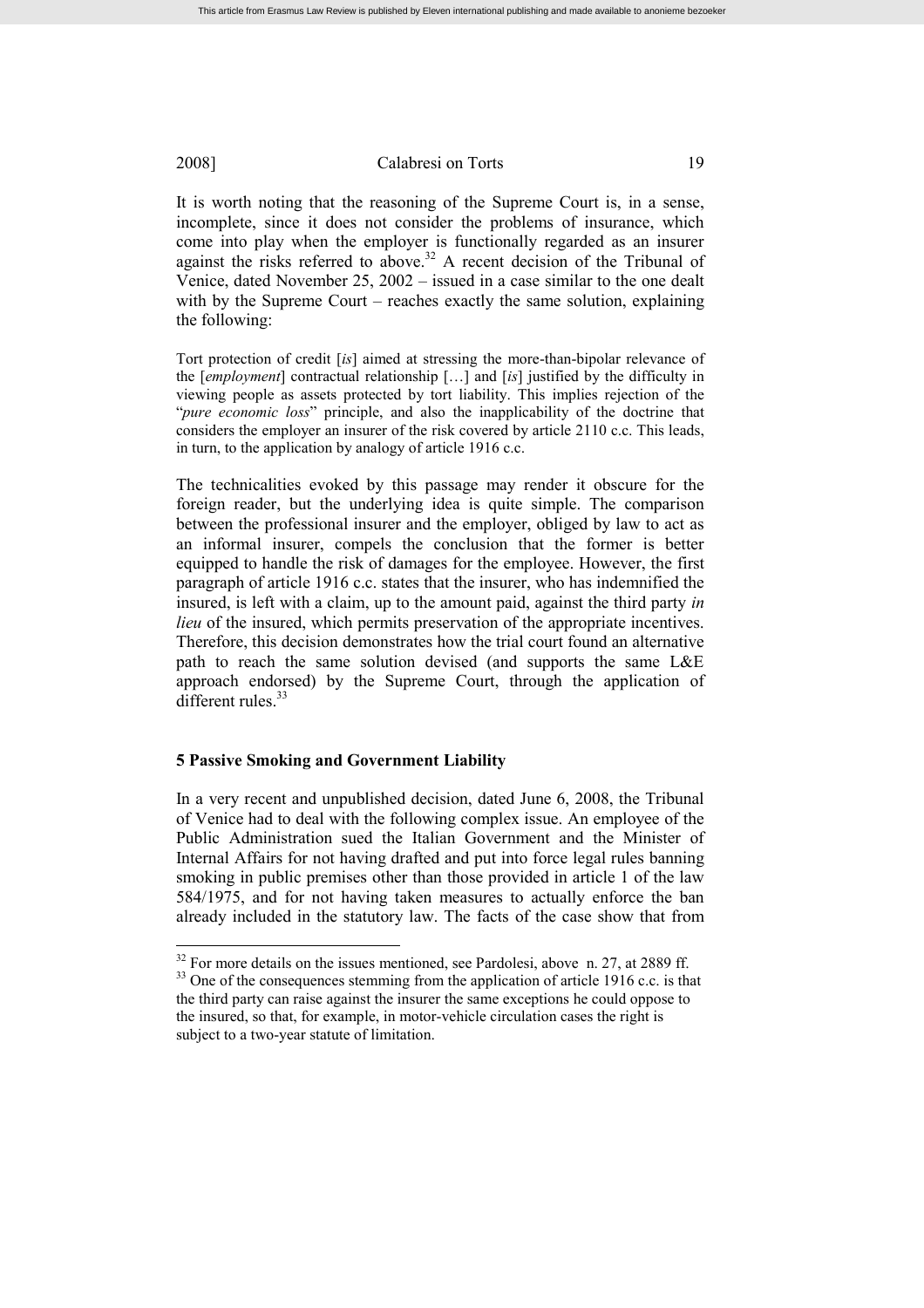It is worth noting that the reasoning of the Supreme Court is, in a sense, incomplete, since it does not consider the problems of insurance, which come into play when the employer is functionally regarded as an insurer against the risks referred to above.[32] A recent decision of the Tribunal of Venice, dated November 25, 2002 – issued in a case similar to the one dealt with by the Supreme Court – reaches exactly the same solution, explaining the following:

> Tort protection of credit [*is*] aimed at stressing the more-than-bipolar relevance of the [*employment*] contractual relationship […] and [*is*] justified by the difficulty in viewing people as assets protected by tort liability. This implies rejection of the "*pure economic loss*" principle, and also the inapplicability of the doctrine that considers the employer an insurer of the risk covered by article 2110 c.c. This leads, in turn, to the application by analogy of article 1916 c.c.

The technicalities evoked by this passage may render it obscure for the foreign reader, but the underlying idea is quite simple. The comparison between the professional insurer and the employer, obliged by law to act as an informal insurer, compels the conclusion that the former is better equipped to handle the risk of damages for the employee. However, the first paragraph of article 1916 c.c. states that the insurer, who has indemnified the insured, is left with a claim, up to the amount paid, against the third party *in lieu* of the insured, which permits preservation of the appropriate incentives. Therefore, this decision demonstrates how the trial court found an alternative path to reach the same solution devised (and supports the same L&E approach endorsed) by the Supreme Court, through the application of different rules.[33]

## 5 Passive Smoking and Government Liability

In a very recent and unpublished decision, dated June 6, 2008, the Tribunal of Venice had to deal with the following complex issue. An employee of the Public Administration sued the Italian Government and the Minister of Internal Affairs for not having drafted and put into force legal rules banning smoking in public premises other than those provided in article 1 of the law 584/1975, and for not having taken measures to actually enforce the ban already included in the statutory law. The facts of the case show that from

---

[32] For more details on the issues mentioned, see Pardolesi, above n. 27, at 2889 ff.

[33] One of the consequences stemming from the application of article 1916 c.c. is that the third party can raise against the insurer the same exceptions he could oppose to the insured, so that, for example, in motor-vehicle circulation cases the right is subject to a two-year statute of limitation.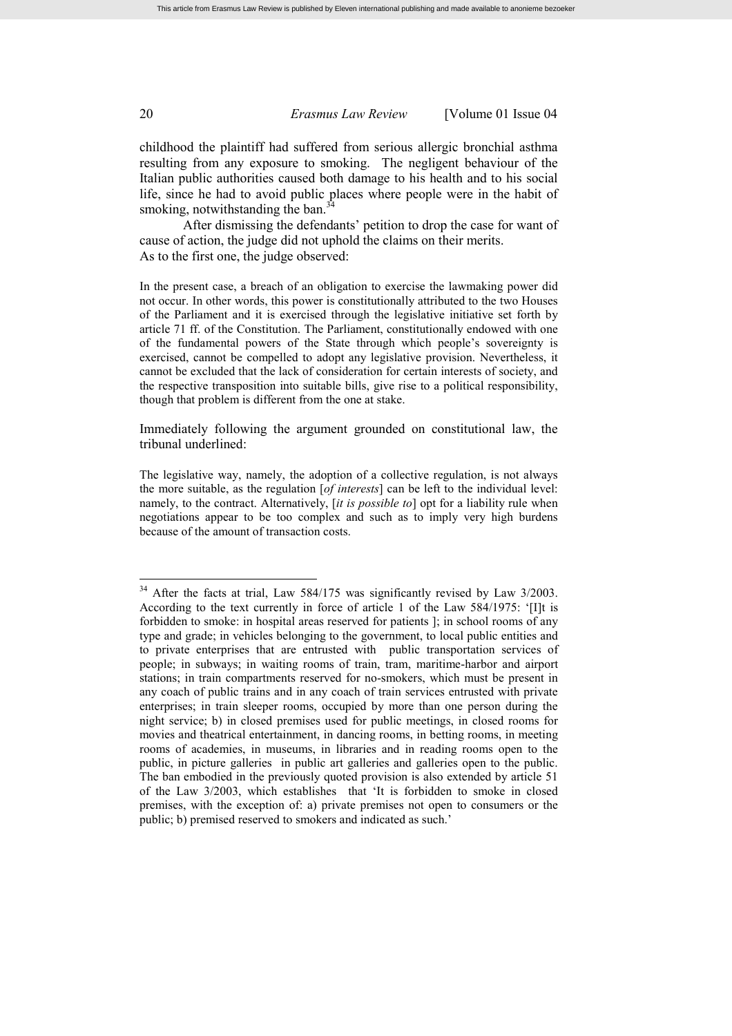childhood the plaintiff had suffered from serious allergic bronchial asthma resulting from any exposure to smoking. The negligent behaviour of the Italian public authorities caused both damage to his health and to his social life, since he had to avoid public places where people were in the habit of smoking, notwithstanding the ban.[34]

After dismissing the defendants' petition to drop the case for want of cause of action, the judge did not uphold the claims on their merits. As to the first one, the judge observed:

> In the present case, a breach of an obligation to exercise the lawmaking power did not occur. In other words, this power is constitutionally attributed to the two Houses of the Parliament and it is exercised through the legislative initiative set forth by article 71 ff. of the Constitution. The Parliament, constitutionally endowed with one of the fundamental powers of the State through which people's sovereignty is exercised, cannot be compelled to adopt any legislative provision. Nevertheless, it cannot be excluded that the lack of consideration for certain interests of society, and the respective transposition into suitable bills, give rise to a political responsibility, though that problem is different from the one at stake.

Immediately following the argument grounded on constitutional law, the tribunal underlined:

> The legislative way, namely, the adoption of a collective regulation, is not always the more suitable, as the regulation [*of interests*] can be left to the individual level: namely, to the contract. Alternatively, [*it is possible to*] opt for a liability rule when negotiations appear to be too complex and such as to imply very high burdens because of the amount of transaction costs.

---

[34] After the facts at trial, Law 584/175 was significantly revised by Law 3/2003. According to the text currently in force of article 1 of the Law 584/1975: '[I]t is forbidden to smoke: in hospital areas reserved for patients ]; in school rooms of any type and grade; in vehicles belonging to the government, to local public entities and to private enterprises that are entrusted with public transportation services of people; in subways; in waiting rooms of train, tram, maritime-harbor and airport stations; in train compartments reserved for no-smokers, which must be present in any coach of public trains and in any coach of train services entrusted with private enterprises; in train sleeper rooms, occupied by more than one person during the night service; b) in closed premises used for public meetings, in closed rooms for movies and theatrical entertainment, in dancing rooms, in betting rooms, in meeting rooms of academies, in museums, in libraries and in reading rooms open to the public, in picture galleries in public art galleries and galleries open to the public. The ban embodied in the previously quoted provision is also extended by article 51 of the Law 3/2003, which establishes that 'It is forbidden to smoke in closed premises, with the exception of: a) private premises not open to consumers or the public; b) premised reserved to smokers and indicated as such.'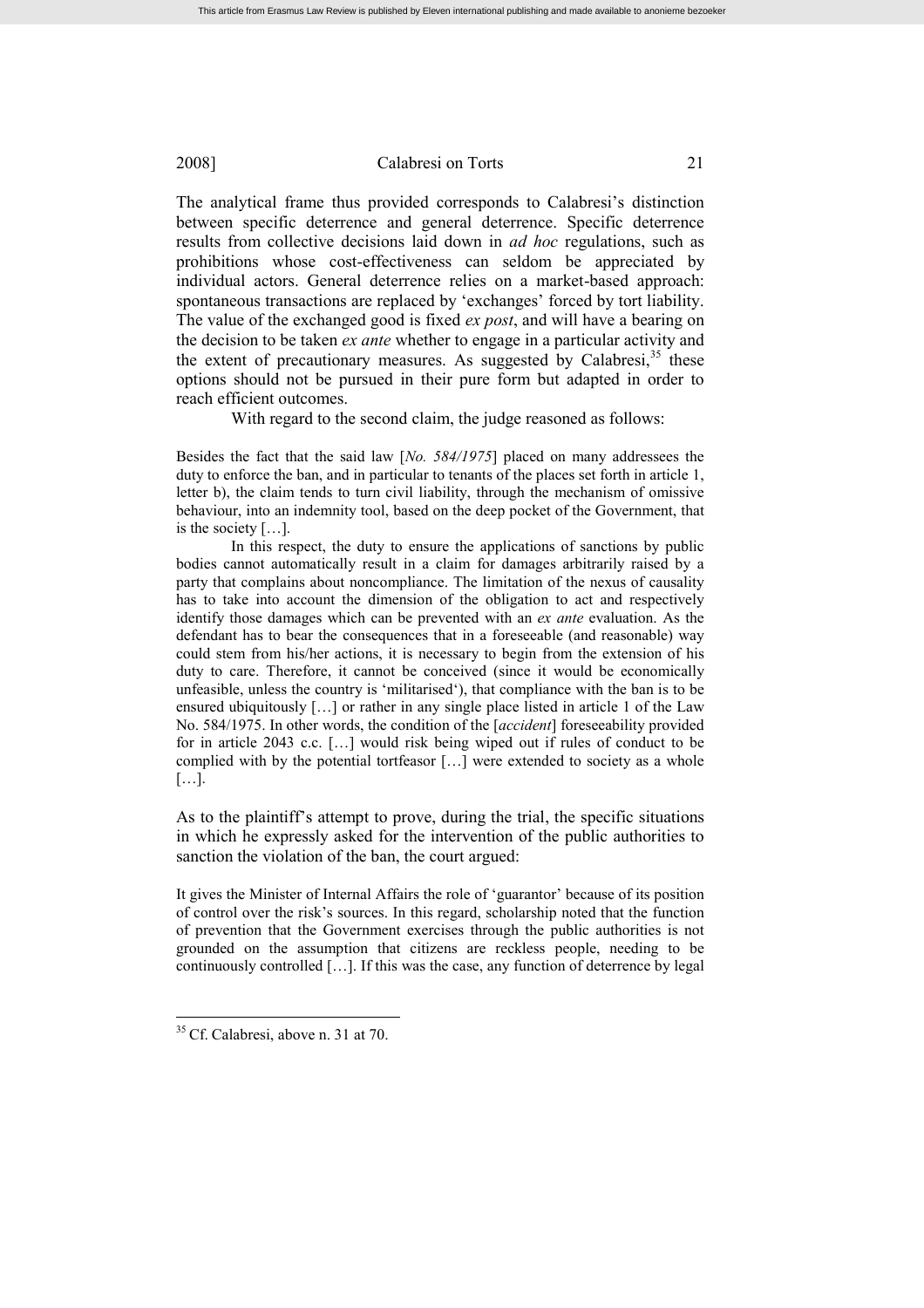The analytical frame thus provided corresponds to Calabresi's distinction between specific deterrence and general deterrence. Specific deterrence results from collective decisions laid down in *ad hoc* regulations, such as prohibitions whose cost-effectiveness can seldom be appreciated by individual actors. General deterrence relies on a market-based approach: spontaneous transactions are replaced by 'exchanges' forced by tort liability. The value of the exchanged good is fixed *ex post*, and will have a bearing on the decision to be taken *ex ante* whether to engage in a particular activity and the extent of precautionary measures. As suggested by Calabresi,[35] these options should not be pursued in their pure form but adapted in order to reach efficient outcomes.

With regard to the second claim, the judge reasoned as follows:

> Besides the fact that the said law [*No. 584/1975*] placed on many addressees the duty to enforce the ban, and in particular to tenants of the places set forth in article 1, letter b), the claim tends to turn civil liability, through the mechanism of omissive behaviour, into an indemnity tool, based on the deep pocket of the Government, that is the society […].
>
> In this respect, the duty to ensure the applications of sanctions by public bodies cannot automatically result in a claim for damages arbitrarily raised by a party that complains about noncompliance. The limitation of the nexus of causality has to take into account the dimension of the obligation to act and respectively identify those damages which can be prevented with an *ex ante* evaluation. As the defendant has to bear the consequences that in a foreseeable (and reasonable) way could stem from his/her actions, it is necessary to begin from the extension of his duty to care. Therefore, it cannot be conceived (since it would be economically unfeasible, unless the country is 'militarised'), that compliance with the ban is to be ensured ubiquitously […] or rather in any single place listed in article 1 of the Law No. 584/1975. In other words, the condition of the [*accident*] foreseeability provided for in article 2043 c.c. […] would risk being wiped out if rules of conduct to be complied with by the potential tortfeasor […] were extended to society as a whole […].

As to the plaintiff's attempt to prove, during the trial, the specific situations in which he expressly asked for the intervention of the public authorities to sanction the violation of the ban, the court argued:

> It gives the Minister of Internal Affairs the role of 'guarantor' because of its position of control over the risk's sources. In this regard, scholarship noted that the function of prevention that the Government exercises through the public authorities is not grounded on the assumption that citizens are reckless people, needing to be continuously controlled […]. If this was the case, any function of deterrence by legal

[35] Cf. Calabresi, above n. 31 at 70.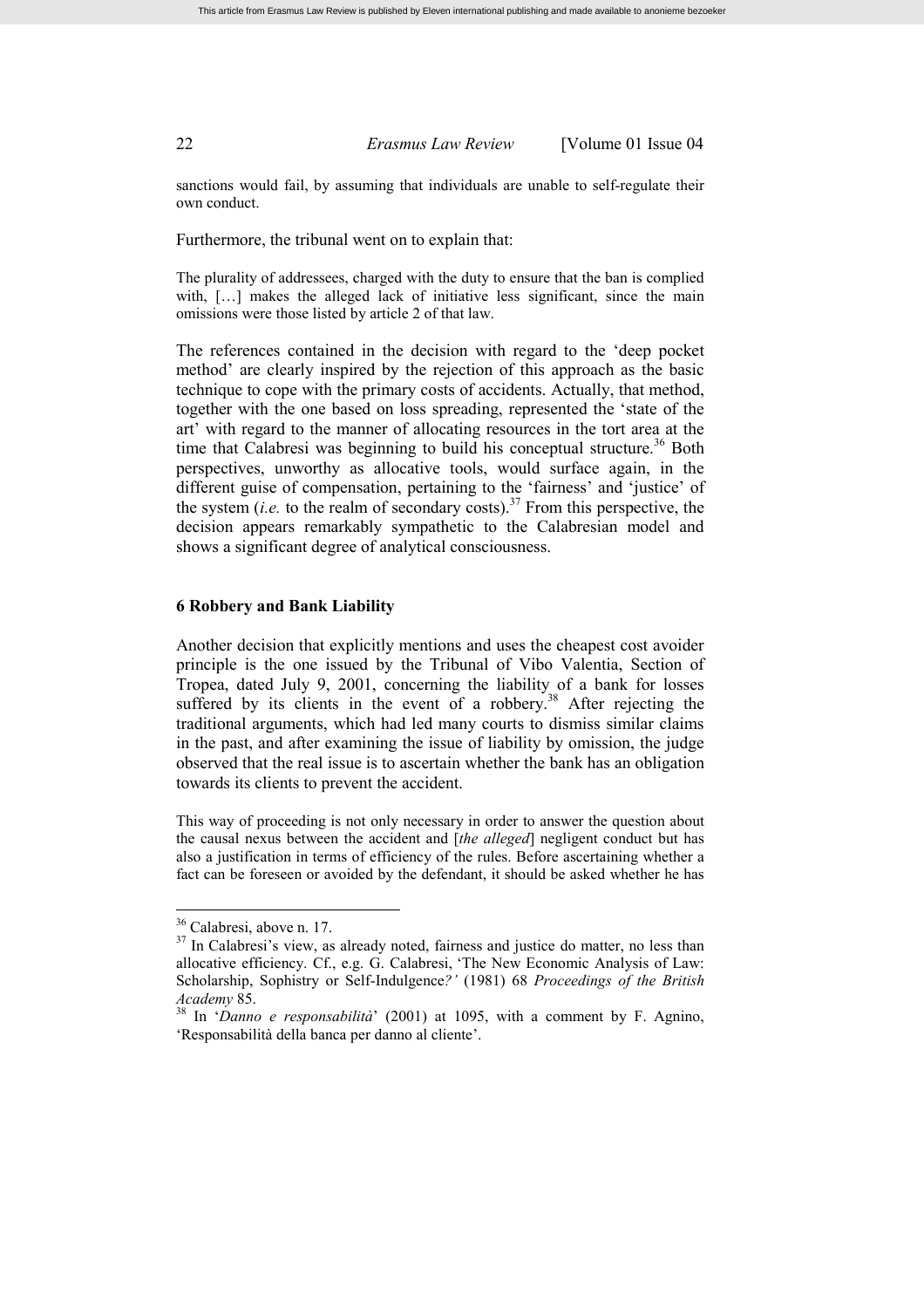sanctions would fail, by assuming that individuals are unable to self-regulate their own conduct.

Furthermore, the tribunal went on to explain that:

> The plurality of addressees, charged with the duty to ensure that the ban is complied with, […] makes the alleged lack of initiative less significant, since the main omissions were those listed by article 2 of that law.

The references contained in the decision with regard to the 'deep pocket method' are clearly inspired by the rejection of this approach as the basic technique to cope with the primary costs of accidents. Actually, that method, together with the one based on loss spreading, represented the 'state of the art' with regard to the manner of allocating resources in the tort area at the time that Calabresi was beginning to build his conceptual structure.[36] Both perspectives, unworthy as allocative tools, would surface again, in the different guise of compensation, pertaining to the 'fairness' and 'justice' of the system (*i.e.* to the realm of secondary costs).[37] From this perspective, the decision appears remarkably sympathetic to the Calabresian model and shows a significant degree of analytical consciousness.

## 6 Robbery and Bank Liability

Another decision that explicitly mentions and uses the cheapest cost avoider principle is the one issued by the Tribunal of Vibo Valentia, Section of Tropea, dated July 9, 2001, concerning the liability of a bank for losses suffered by its clients in the event of a robbery.[38] After rejecting the traditional arguments, which had led many courts to dismiss similar claims in the past, and after examining the issue of liability by omission, the judge observed that the real issue is to ascertain whether the bank has an obligation towards its clients to prevent the accident.

> This way of proceeding is not only necessary in order to answer the question about the causal nexus between the accident and [*the alleged*] negligent conduct but has also a justification in terms of efficiency of the rules. Before ascertaining whether a fact can be foreseen or avoided by the defendant, it should be asked whether he has

---

[36] Calabresi, above n. 17.

[37] In Calabresi's view, as already noted, fairness and justice do matter, no less than allocative efficiency. Cf., e.g. G. Calabresi, 'The New Economic Analysis of Law: Scholarship, Sophistry or Self-Indulgence*?'* (1981) 68 *Proceedings of the British Academy* 85.

[38] In '*Danno e responsabilità*' (2001) at 1095, with a comment by F. Agnino, 'Responsabilità della banca per danno al cliente'.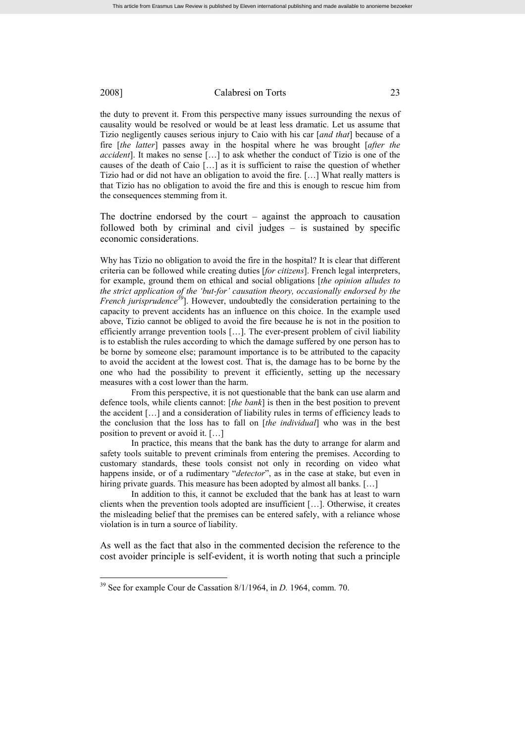the duty to prevent it. From this perspective many issues surrounding the nexus of causality would be resolved or would be at least less dramatic. Let us assume that Tizio negligently causes serious injury to Caio with his car [*and that*] because of a fire [*the latter*] passes away in the hospital where he was brought [*after the accident*]. It makes no sense […] to ask whether the conduct of Tizio is one of the causes of the death of Caio […] as it is sufficient to raise the question of whether Tizio had or did not have an obligation to avoid the fire. […] What really matters is that Tizio has no obligation to avoid the fire and this is enough to rescue him from the consequences stemming from it.

The doctrine endorsed by the court – against the approach to causation followed both by criminal and civil judges – is sustained by specific economic considerations.

Why has Tizio no obligation to avoid the fire in the hospital? It is clear that different criteria can be followed while creating duties [*for citizens*]. French legal interpreters, for example, ground them on ethical and social obligations [*the opinion alludes to the strict application of the 'but-for' causation theory, occasionally endorsed by the French jurisprudence*[39]]. However, undoubtedly the consideration pertaining to the capacity to prevent accidents has an influence on this choice. In the example used above, Tizio cannot be obliged to avoid the fire because he is not in the position to efficiently arrange prevention tools […]. The ever-present problem of civil liability is to establish the rules according to which the damage suffered by one person has to be borne by someone else; paramount importance is to be attributed to the capacity to avoid the accident at the lowest cost. That is, the damage has to be borne by the one who had the possibility to prevent it efficiently, setting up the necessary measures with a cost lower than the harm.

From this perspective, it is not questionable that the bank can use alarm and defence tools, while clients cannot: [*the bank*] is then in the best position to prevent the accident […] and a consideration of liability rules in terms of efficiency leads to the conclusion that the loss has to fall on [*the individual*] who was in the best position to prevent or avoid it. […]

In practice, this means that the bank has the duty to arrange for alarm and safety tools suitable to prevent criminals from entering the premises. According to customary standards, these tools consist not only in recording on video what happens inside, or of a rudimentary "*detector*", as in the case at stake, but even in hiring private guards. This measure has been adopted by almost all banks. […]

In addition to this, it cannot be excluded that the bank has at least to warn clients when the prevention tools adopted are insufficient […]. Otherwise, it creates the misleading belief that the premises can be entered safely, with a reliance whose violation is in turn a source of liability.

As well as the fact that also in the commented decision the reference to the cost avoider principle is self-evident, it is worth noting that such a principle

[39] See for example Cour de Cassation 8/1/1964, in *D.* 1964, comm. 70.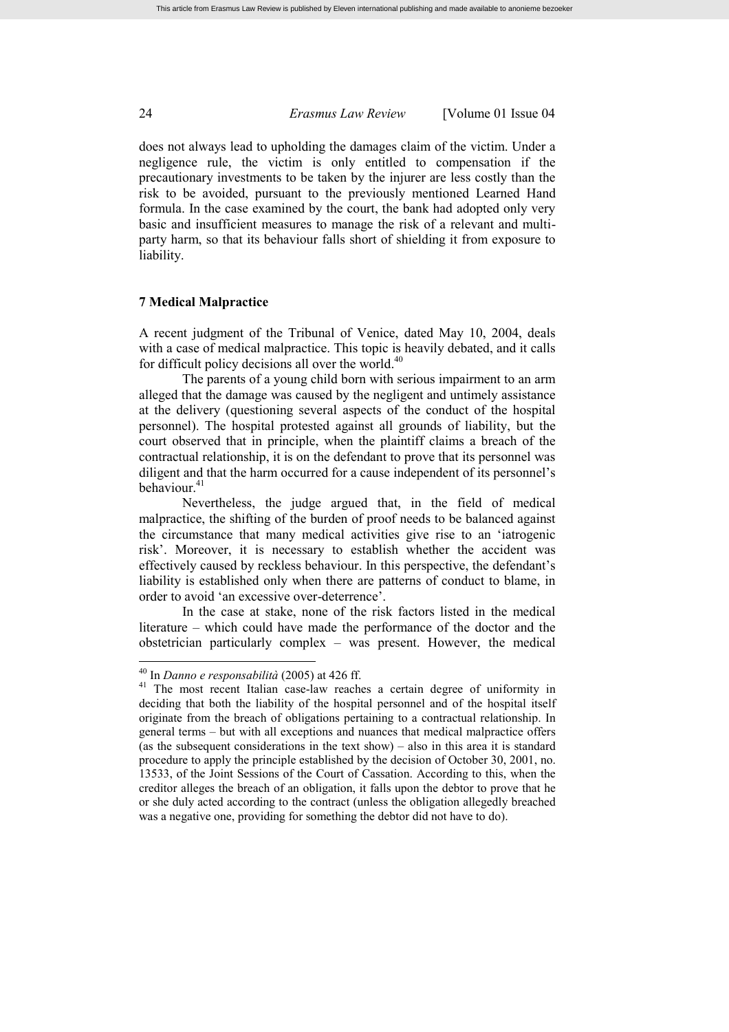does not always lead to upholding the damages claim of the victim. Under a negligence rule, the victim is only entitled to compensation if the precautionary investments to be taken by the injurer are less costly than the risk to be avoided, pursuant to the previously mentioned Learned Hand formula. In the case examined by the court, the bank had adopted only very basic and insufficient measures to manage the risk of a relevant and multi-party harm, so that its behaviour falls short of shielding it from exposure to liability.

## 7 Medical Malpractice

A recent judgment of the Tribunal of Venice, dated May 10, 2004, deals with a case of medical malpractice. This topic is heavily debated, and it calls for difficult policy decisions all over the world.[40]

The parents of a young child born with serious impairment to an arm alleged that the damage was caused by the negligent and untimely assistance at the delivery (questioning several aspects of the conduct of the hospital personnel). The hospital protested against all grounds of liability, but the court observed that in principle, when the plaintiff claims a breach of the contractual relationship, it is on the defendant to prove that its personnel was diligent and that the harm occurred for a cause independent of its personnel's behaviour.[41]

Nevertheless, the judge argued that, in the field of medical malpractice, the shifting of the burden of proof needs to be balanced against the circumstance that many medical activities give rise to an 'iatrogenic risk'. Moreover, it is necessary to establish whether the accident was effectively caused by reckless behaviour. In this perspective, the defendant's liability is established only when there are patterns of conduct to blame, in order to avoid 'an excessive over-deterrence'.

In the case at stake, none of the risk factors listed in the medical literature – which could have made the performance of the doctor and the obstetrician particularly complex – was present. However, the medical

---

[40] In *Danno e responsabilità* (2005) at 426 ff.

[41] The most recent Italian case-law reaches a certain degree of uniformity in deciding that both the liability of the hospital personnel and of the hospital itself originate from the breach of obligations pertaining to a contractual relationship. In general terms – but with all exceptions and nuances that medical malpractice offers (as the subsequent considerations in the text show) – also in this area it is standard procedure to apply the principle established by the decision of October 30, 2001, no. 13533, of the Joint Sessions of the Court of Cassation. According to this, when the creditor alleges the breach of an obligation, it falls upon the debtor to prove that he or she duly acted according to the contract (unless the obligation allegedly breached was a negative one, providing for something the debtor did not have to do).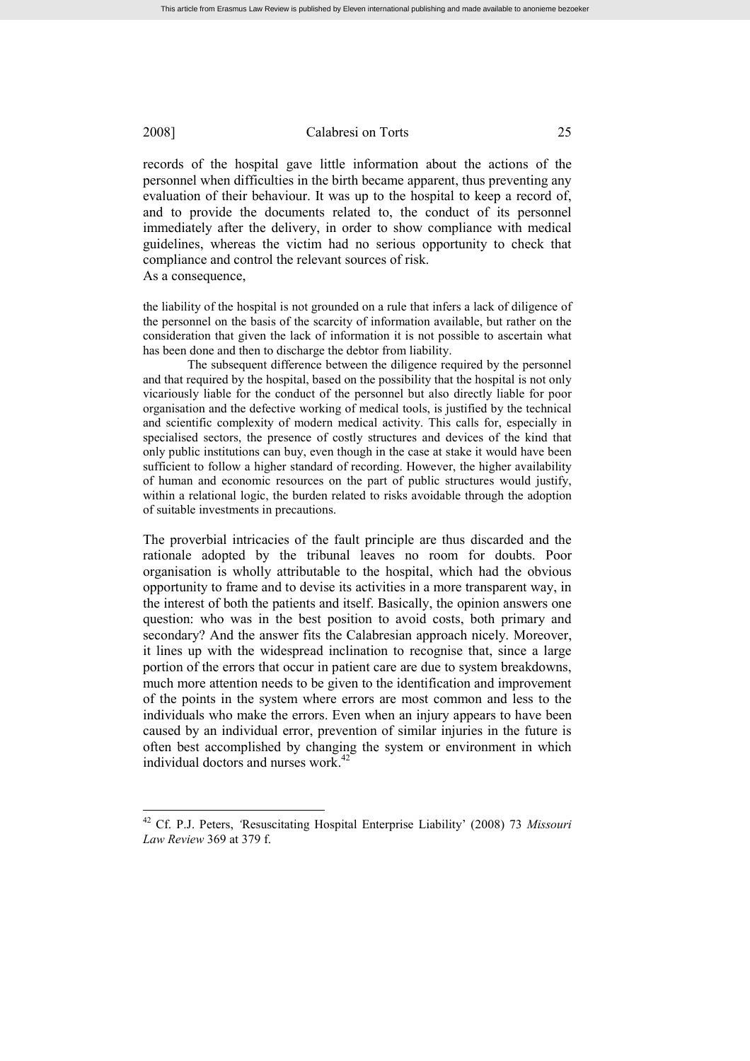records of the hospital gave little information about the actions of the personnel when difficulties in the birth became apparent, thus preventing any evaluation of their behaviour. It was up to the hospital to keep a record of, and to provide the documents related to, the conduct of its personnel immediately after the delivery, in order to show compliance with medical guidelines, whereas the victim had no serious opportunity to check that compliance and control the relevant sources of risk.
As a consequence,

> the liability of the hospital is not grounded on a rule that infers a lack of diligence of the personnel on the basis of the scarcity of information available, but rather on the consideration that given the lack of information it is not possible to ascertain what has been done and then to discharge the debtor from liability.
>
> The subsequent difference between the diligence required by the personnel and that required by the hospital, based on the possibility that the hospital is not only vicariously liable for the conduct of the personnel but also directly liable for poor organisation and the defective working of medical tools, is justified by the technical and scientific complexity of modern medical activity. This calls for, especially in specialised sectors, the presence of costly structures and devices of the kind that only public institutions can buy, even though in the case at stake it would have been sufficient to follow a higher standard of recording. However, the higher availability of human and economic resources on the part of public structures would justify, within a relational logic, the burden related to risks avoidable through the adoption of suitable investments in precautions.

The proverbial intricacies of the fault principle are thus discarded and the rationale adopted by the tribunal leaves no room for doubts. Poor organisation is wholly attributable to the hospital, which had the obvious opportunity to frame and to devise its activities in a more transparent way, in the interest of both the patients and itself. Basically, the opinion answers one question: who was in the best position to avoid costs, both primary and secondary? And the answer fits the Calabresian approach nicely. Moreover, it lines up with the widespread inclination to recognise that, since a large portion of the errors that occur in patient care are due to system breakdowns, much more attention needs to be given to the identification and improvement of the points in the system where errors are most common and less to the individuals who make the errors. Even when an injury appears to have been caused by an individual error, prevention of similar injuries in the future is often best accomplished by changing the system or environment in which individual doctors and nurses work.[42]

---

[42] Cf. P.J. Peters, 'Resuscitating Hospital Enterprise Liability' (2008) 73 *Missouri Law Review* 369 at 379 f.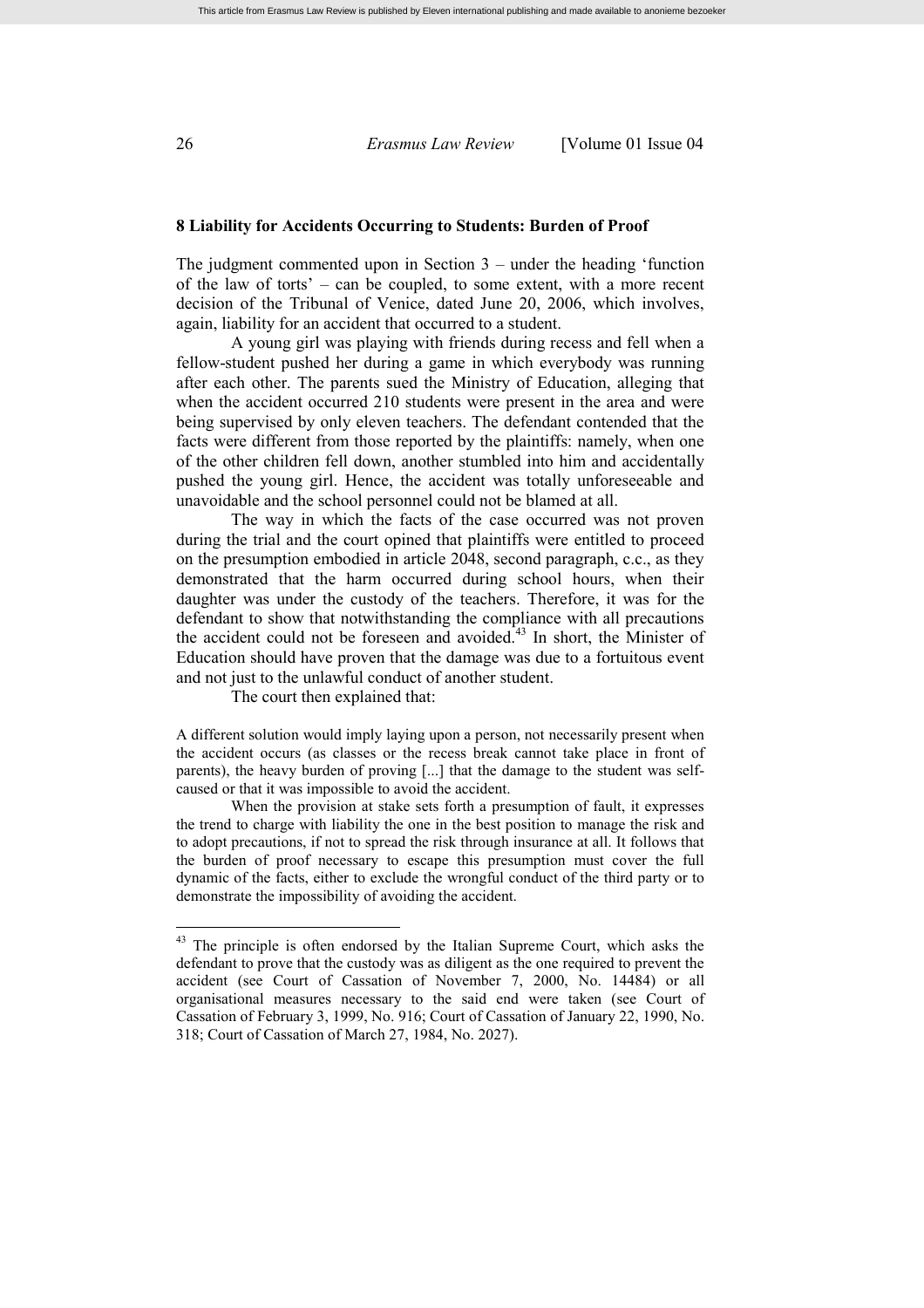## 8 Liability for Accidents Occurring to Students: Burden of Proof

The judgment commented upon in Section 3 – under the heading 'function of the law of torts' – can be coupled, to some extent, with a more recent decision of the Tribunal of Venice, dated June 20, 2006, which involves, again, liability for an accident that occurred to a student.

A young girl was playing with friends during recess and fell when a fellow-student pushed her during a game in which everybody was running after each other. The parents sued the Ministry of Education, alleging that when the accident occurred 210 students were present in the area and were being supervised by only eleven teachers. The defendant contended that the facts were different from those reported by the plaintiffs: namely, when one of the other children fell down, another stumbled into him and accidentally pushed the young girl. Hence, the accident was totally unforeseeable and unavoidable and the school personnel could not be blamed at all.

The way in which the facts of the case occurred was not proven during the trial and the court opined that plaintiffs were entitled to proceed on the presumption embodied in article 2048, second paragraph, c.c., as they demonstrated that the harm occurred during school hours, when their daughter was under the custody of the teachers. Therefore, it was for the defendant to show that notwithstanding the compliance with all precautions the accident could not be foreseen and avoided.[43] In short, the Minister of Education should have proven that the damage was due to a fortuitous event and not just to the unlawful conduct of another student.

The court then explained that:

> A different solution would imply laying upon a person, not necessarily present when the accident occurs (as classes or the recess break cannot take place in front of parents), the heavy burden of proving [...] that the damage to the student was self-caused or that it was impossible to avoid the accident.
>
> When the provision at stake sets forth a presumption of fault, it expresses the trend to charge with liability the one in the best position to manage the risk and to adopt precautions, if not to spread the risk through insurance at all. It follows that the burden of proof necessary to escape this presumption must cover the full dynamic of the facts, either to exclude the wrongful conduct of the third party or to demonstrate the impossibility of avoiding the accident.

---

[43] The principle is often endorsed by the Italian Supreme Court, which asks the defendant to prove that the custody was as diligent as the one required to prevent the accident (see Court of Cassation of November 7, 2000, No. 14484) or all organisational measures necessary to the said end were taken (see Court of Cassation of February 3, 1999, No. 916; Court of Cassation of January 22, 1990, No. 318; Court of Cassation of March 27, 1984, No. 2027).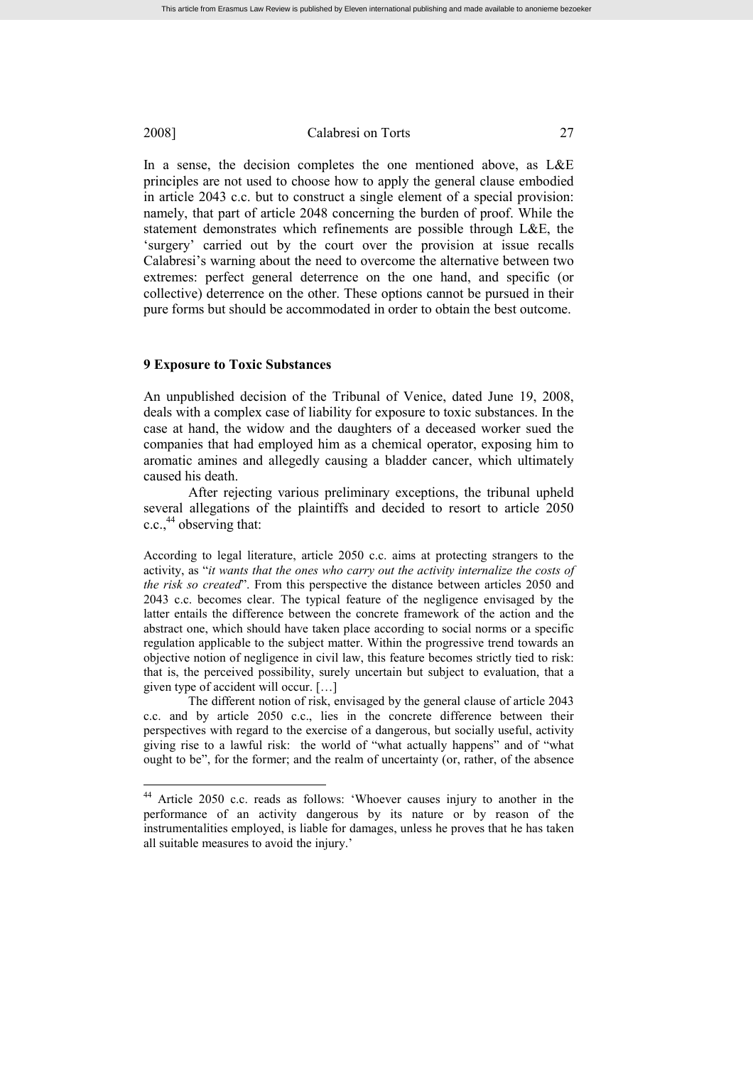In a sense, the decision completes the one mentioned above, as L&E principles are not used to choose how to apply the general clause embodied in article 2043 c.c. but to construct a single element of a special provision: namely, that part of article 2048 concerning the burden of proof. While the statement demonstrates which refinements are possible through L&E, the 'surgery' carried out by the court over the provision at issue recalls Calabresi's warning about the need to overcome the alternative between two extremes: perfect general deterrence on the one hand, and specific (or collective) deterrence on the other. These options cannot be pursued in their pure forms but should be accommodated in order to obtain the best outcome.

## 9 Exposure to Toxic Substances

An unpublished decision of the Tribunal of Venice, dated June 19, 2008, deals with a complex case of liability for exposure to toxic substances. In the case at hand, the widow and the daughters of a deceased worker sued the companies that had employed him as a chemical operator, exposing him to aromatic amines and allegedly causing a bladder cancer, which ultimately caused his death.

After rejecting various preliminary exceptions, the tribunal upheld several allegations of the plaintiffs and decided to resort to article 2050 c.c.,[44] observing that:

> According to legal literature, article 2050 c.c. aims at protecting strangers to the activity, as "*it wants that the ones who carry out the activity internalize the costs of the risk so created*". From this perspective the distance between articles 2050 and 2043 c.c. becomes clear. The typical feature of the negligence envisaged by the latter entails the difference between the concrete framework of the action and the abstract one, which should have taken place according to social norms or a specific regulation applicable to the subject matter. Within the progressive trend towards an objective notion of negligence in civil law, this feature becomes strictly tied to risk: that is, the perceived possibility, surely uncertain but subject to evaluation, that a given type of accident will occur. […]
>
> The different notion of risk, envisaged by the general clause of article 2043 c.c. and by article 2050 c.c., lies in the concrete difference between their perspectives with regard to the exercise of a dangerous, but socially useful, activity giving rise to a lawful risk: the world of "what actually happens" and of "what ought to be", for the former; and the realm of uncertainty (or, rather, of the absence

[44] Article 2050 c.c. reads as follows: 'Whoever causes injury to another in the performance of an activity dangerous by its nature or by reason of the instrumentalities employed, is liable for damages, unless he proves that he has taken all suitable measures to avoid the injury.'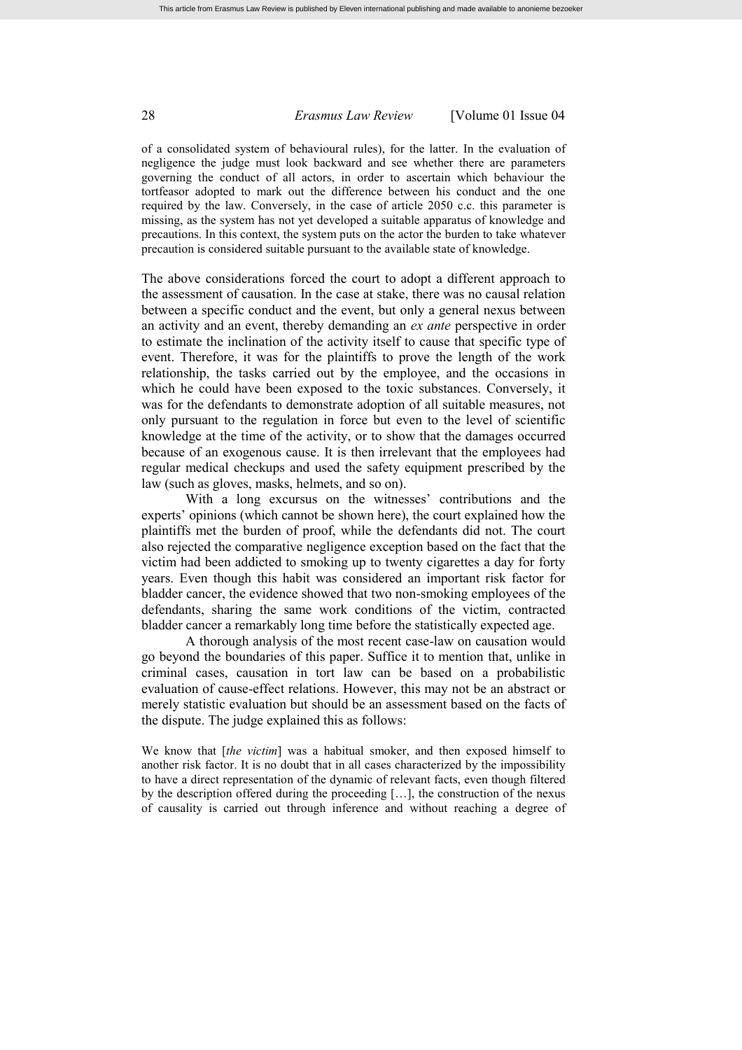of a consolidated system of behavioural rules), for the latter. In the evaluation of negligence the judge must look backward and see whether there are parameters governing the conduct of all actors, in order to ascertain which behaviour the tortfeasor adopted to mark out the difference between his conduct and the one required by the law. Conversely, in the case of article 2050 c.c. this parameter is missing, as the system has not yet developed a suitable apparatus of knowledge and precautions. In this context, the system puts on the actor the burden to take whatever precaution is considered suitable pursuant to the available state of knowledge.

The above considerations forced the court to adopt a different approach to the assessment of causation. In the case at stake, there was no causal relation between a specific conduct and the event, but only a general nexus between an activity and an event, thereby demanding an *ex ante* perspective in order to estimate the inclination of the activity itself to cause that specific type of event. Therefore, it was for the plaintiffs to prove the length of the work relationship, the tasks carried out by the employee, and the occasions in which he could have been exposed to the toxic substances. Conversely, it was for the defendants to demonstrate adoption of all suitable measures, not only pursuant to the regulation in force but even to the level of scientific knowledge at the time of the activity, or to show that the damages occurred because of an exogenous cause. It is then irrelevant that the employees had regular medical checkups and used the safety equipment prescribed by the law (such as gloves, masks, helmets, and so on).

With a long excursus on the witnesses' contributions and the experts' opinions (which cannot be shown here), the court explained how the plaintiffs met the burden of proof, while the defendants did not. The court also rejected the comparative negligence exception based on the fact that the victim had been addicted to smoking up to twenty cigarettes a day for forty years. Even though this habit was considered an important risk factor for bladder cancer, the evidence showed that two non-smoking employees of the defendants, sharing the same work conditions of the victim, contracted bladder cancer a remarkably long time before the statistically expected age.

A thorough analysis of the most recent case-law on causation would go beyond the boundaries of this paper. Suffice it to mention that, unlike in criminal cases, causation in tort law can be based on a probabilistic evaluation of cause-effect relations. However, this may not be an abstract or merely statistic evaluation but should be an assessment based on the facts of the dispute. The judge explained this as follows:

We know that [*the victim*] was a habitual smoker, and then exposed himself to another risk factor. It is no doubt that in all cases characterized by the impossibility to have a direct representation of the dynamic of relevant facts, even though filtered by the description offered during the proceeding […], the construction of the nexus of causality is carried out through inference and without reaching a degree of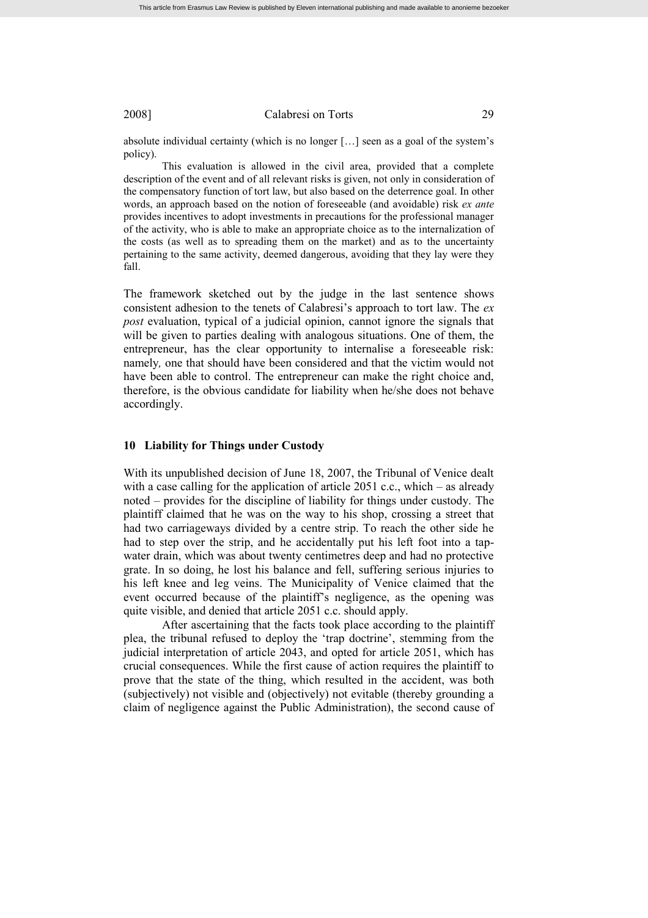absolute individual certainty (which is no longer […] seen as a goal of the system's policy).

This evaluation is allowed in the civil area, provided that a complete description of the event and of all relevant risks is given, not only in consideration of the compensatory function of tort law, but also based on the deterrence goal. In other words, an approach based on the notion of foreseeable (and avoidable) risk *ex ante* provides incentives to adopt investments in precautions for the professional manager of the activity, who is able to make an appropriate choice as to the internalization of the costs (as well as to spreading them on the market) and as to the uncertainty pertaining to the same activity, deemed dangerous, avoiding that they lay were they fall.

The framework sketched out by the judge in the last sentence shows consistent adhesion to the tenets of Calabresi's approach to tort law. The *ex post* evaluation, typical of a judicial opinion, cannot ignore the signals that will be given to parties dealing with analogous situations. One of them, the entrepreneur, has the clear opportunity to internalise a foreseeable risk: namely*,* one that should have been considered and that the victim would not have been able to control. The entrepreneur can make the right choice and, therefore, is the obvious candidate for liability when he/she does not behave accordingly.

## 10 Liability for Things under Custody

With its unpublished decision of June 18, 2007, the Tribunal of Venice dealt with a case calling for the application of article 2051 c.c., which – as already noted – provides for the discipline of liability for things under custody. The plaintiff claimed that he was on the way to his shop, crossing a street that had two carriageways divided by a centre strip. To reach the other side he had to step over the strip, and he accidentally put his left foot into a tap-water drain, which was about twenty centimetres deep and had no protective grate. In so doing, he lost his balance and fell, suffering serious injuries to his left knee and leg veins. The Municipality of Venice claimed that the event occurred because of the plaintiff's negligence, as the opening was quite visible, and denied that article 2051 c.c. should apply.

After ascertaining that the facts took place according to the plaintiff plea, the tribunal refused to deploy the 'trap doctrine', stemming from the judicial interpretation of article 2043, and opted for article 2051, which has crucial consequences. While the first cause of action requires the plaintiff to prove that the state of the thing, which resulted in the accident, was both (subjectively) not visible and (objectively) not evitable (thereby grounding a claim of negligence against the Public Administration), the second cause of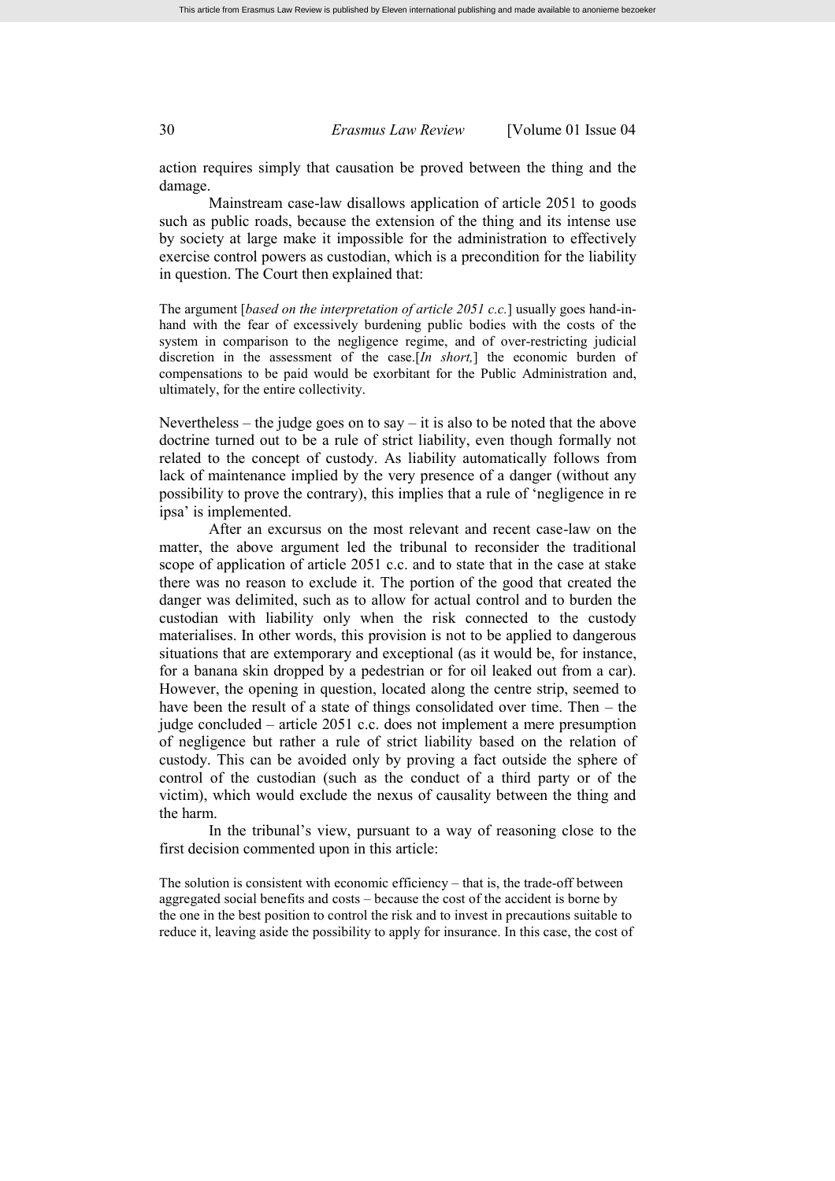action requires simply that causation be proved between the thing and the damage.

Mainstream case-law disallows application of article 2051 to goods such as public roads, because the extension of the thing and its intense use by society at large make it impossible for the administration to effectively exercise control powers as custodian, which is a precondition for the liability in question. The Court then explained that:

> The argument [*based on the interpretation of article 2051 c.c.*] usually goes hand-in-hand with the fear of excessively burdening public bodies with the costs of the system in comparison to the negligence regime, and of over-restricting judicial discretion in the assessment of the case.[*In short,*] the economic burden of compensations to be paid would be exorbitant for the Public Administration and, ultimately, for the entire collectivity.

Nevertheless – the judge goes on to say – it is also to be noted that the above doctrine turned out to be a rule of strict liability, even though formally not related to the concept of custody. As liability automatically follows from lack of maintenance implied by the very presence of a danger (without any possibility to prove the contrary), this implies that a rule of 'negligence in re ipsa' is implemented.

After an excursus on the most relevant and recent case-law on the matter, the above argument led the tribunal to reconsider the traditional scope of application of article 2051 c.c. and to state that in the case at stake there was no reason to exclude it. The portion of the good that created the danger was delimited, such as to allow for actual control and to burden the custodian with liability only when the risk connected to the custody materialises. In other words, this provision is not to be applied to dangerous situations that are extemporary and exceptional (as it would be, for instance, for a banana skin dropped by a pedestrian or for oil leaked out from a car). However, the opening in question, located along the centre strip, seemed to have been the result of a state of things consolidated over time. Then – the judge concluded – article 2051 c.c. does not implement a mere presumption of negligence but rather a rule of strict liability based on the relation of custody. This can be avoided only by proving a fact outside the sphere of control of the custodian (such as the conduct of a third party or of the victim), which would exclude the nexus of causality between the thing and the harm.

In the tribunal's view, pursuant to a way of reasoning close to the first decision commented upon in this article:

> The solution is consistent with economic efficiency – that is, the trade-off between aggregated social benefits and costs – because the cost of the accident is borne by the one in the best position to control the risk and to invest in precautions suitable to reduce it, leaving aside the possibility to apply for insurance. In this case, the cost of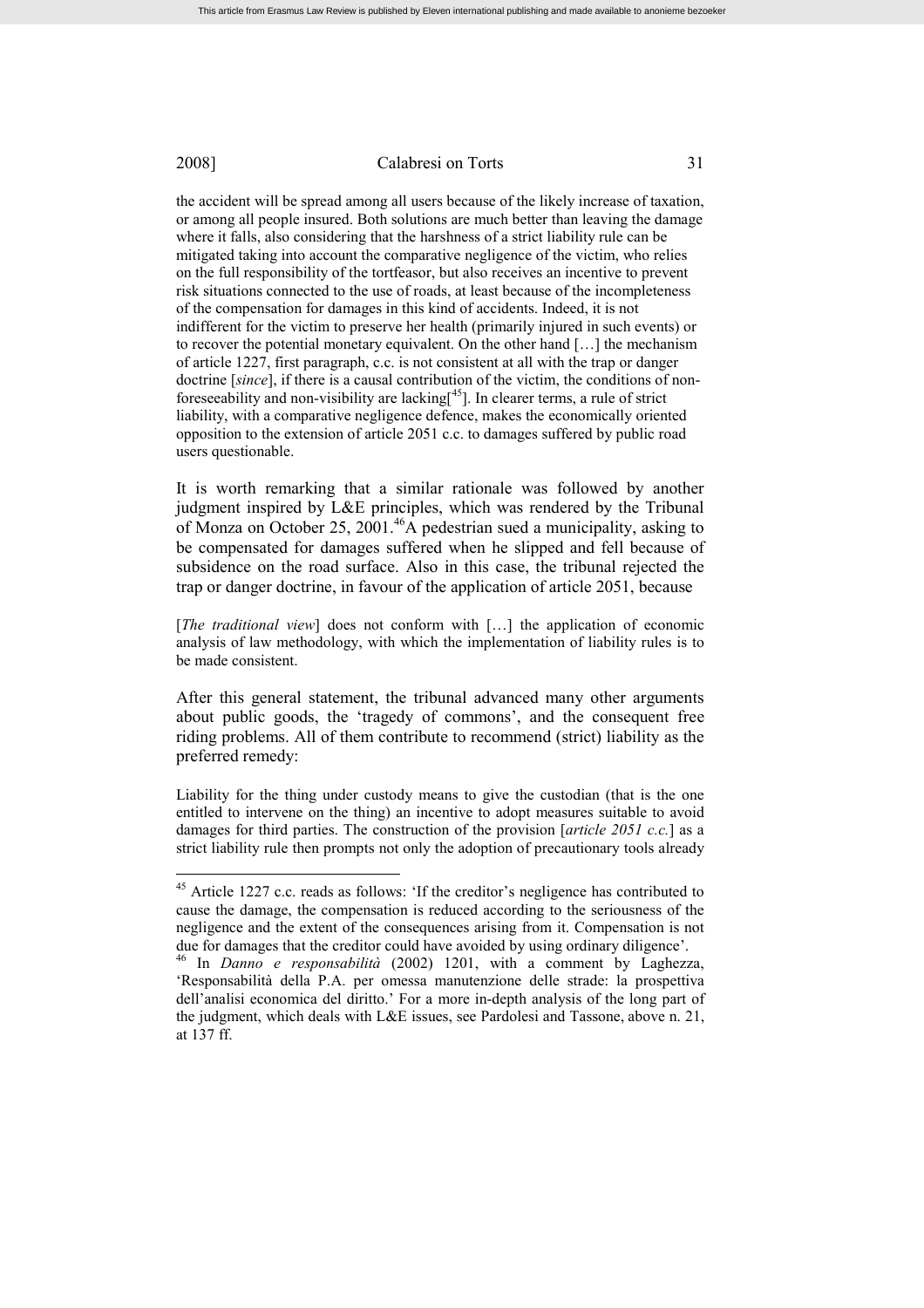the accident will be spread among all users because of the likely increase of taxation, or among all people insured. Both solutions are much better than leaving the damage where it falls, also considering that the harshness of a strict liability rule can be mitigated taking into account the comparative negligence of the victim, who relies on the full responsibility of the tortfeasor, but also receives an incentive to prevent risk situations connected to the use of roads, at least because of the incompleteness of the compensation for damages in this kind of accidents. Indeed, it is not indifferent for the victim to preserve her health (primarily injured in such events) or to recover the potential monetary equivalent. On the other hand […] the mechanism of article 1227, first paragraph, c.c. is not consistent at all with the trap or danger doctrine [*since*], if there is a causal contribution of the victim, the conditions of non-foreseeability and non-visibility are lacking[[45]]. In clearer terms, a rule of strict liability, with a comparative negligence defence, makes the economically oriented opposition to the extension of article 2051 c.c. to damages suffered by public road users questionable.

It is worth remarking that a similar rationale was followed by another judgment inspired by L&E principles, which was rendered by the Tribunal of Monza on October 25, 2001.[46] A pedestrian sued a municipality, asking to be compensated for damages suffered when he slipped and fell because of subsidence on the road surface. Also in this case, the tribunal rejected the trap or danger doctrine, in favour of the application of article 2051, because

> [*The traditional view*] does not conform with […] the application of economic analysis of law methodology, with which the implementation of liability rules is to be made consistent.

After this general statement, the tribunal advanced many other arguments about public goods, the 'tragedy of commons', and the consequent free riding problems. All of them contribute to recommend (strict) liability as the preferred remedy:

> Liability for the thing under custody means to give the custodian (that is the one entitled to intervene on the thing) an incentive to adopt measures suitable to avoid damages for third parties. The construction of the provision [*article 2051 c.c.*] as a strict liability rule then prompts not only the adoption of precautionary tools already

---

[45] Article 1227 c.c. reads as follows: 'If the creditor's negligence has contributed to cause the damage, the compensation is reduced according to the seriousness of the negligence and the extent of the consequences arising from it. Compensation is not due for damages that the creditor could have avoided by using ordinary diligence'.

[46] In *Danno e responsabilità* (2002) 1201, with a comment by Laghezza, 'Responsabilità della P.A. per omessa manutenzione delle strade: la prospettiva dell'analisi economica del diritto.' For a more in-depth analysis of the long part of the judgment, which deals with L&E issues, see Pardolesi and Tassone, above n. 21, at 137 ff.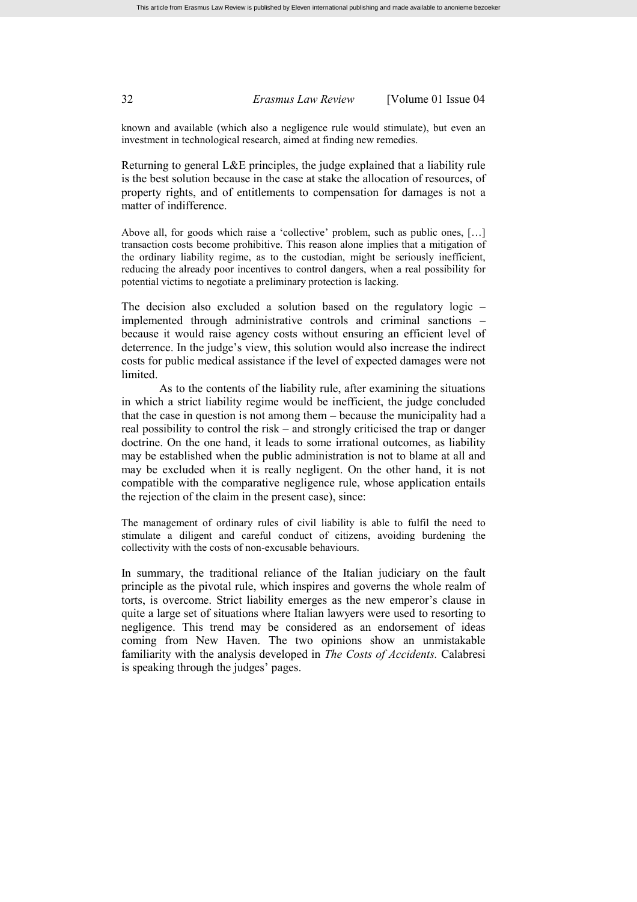known and available (which also a negligence rule would stimulate), but even an investment in technological research, aimed at finding new remedies.

Returning to general L&E principles, the judge explained that a liability rule is the best solution because in the case at stake the allocation of resources, of property rights, and of entitlements to compensation for damages is not a matter of indifference.

> Above all, for goods which raise a 'collective' problem, such as public ones, […] transaction costs become prohibitive. This reason alone implies that a mitigation of the ordinary liability regime, as to the custodian, might be seriously inefficient, reducing the already poor incentives to control dangers, when a real possibility for potential victims to negotiate a preliminary protection is lacking.

The decision also excluded a solution based on the regulatory logic – implemented through administrative controls and criminal sanctions – because it would raise agency costs without ensuring an efficient level of deterrence. In the judge's view, this solution would also increase the indirect costs for public medical assistance if the level of expected damages were not limited.

As to the contents of the liability rule, after examining the situations in which a strict liability regime would be inefficient, the judge concluded that the case in question is not among them – because the municipality had a real possibility to control the risk – and strongly criticised the trap or danger doctrine. On the one hand, it leads to some irrational outcomes, as liability may be established when the public administration is not to blame at all and may be excluded when it is really negligent. On the other hand, it is not compatible with the comparative negligence rule, whose application entails the rejection of the claim in the present case), since:

> The management of ordinary rules of civil liability is able to fulfil the need to stimulate a diligent and careful conduct of citizens, avoiding burdening the collectivity with the costs of non-excusable behaviours.

In summary, the traditional reliance of the Italian judiciary on the fault principle as the pivotal rule, which inspires and governs the whole realm of torts, is overcome. Strict liability emerges as the new emperor's clause in quite a large set of situations where Italian lawyers were used to resorting to negligence. This trend may be considered as an endorsement of ideas coming from New Haven. The two opinions show an unmistakable familiarity with the analysis developed in *The Costs of Accidents.* Calabresi is speaking through the judges' pages.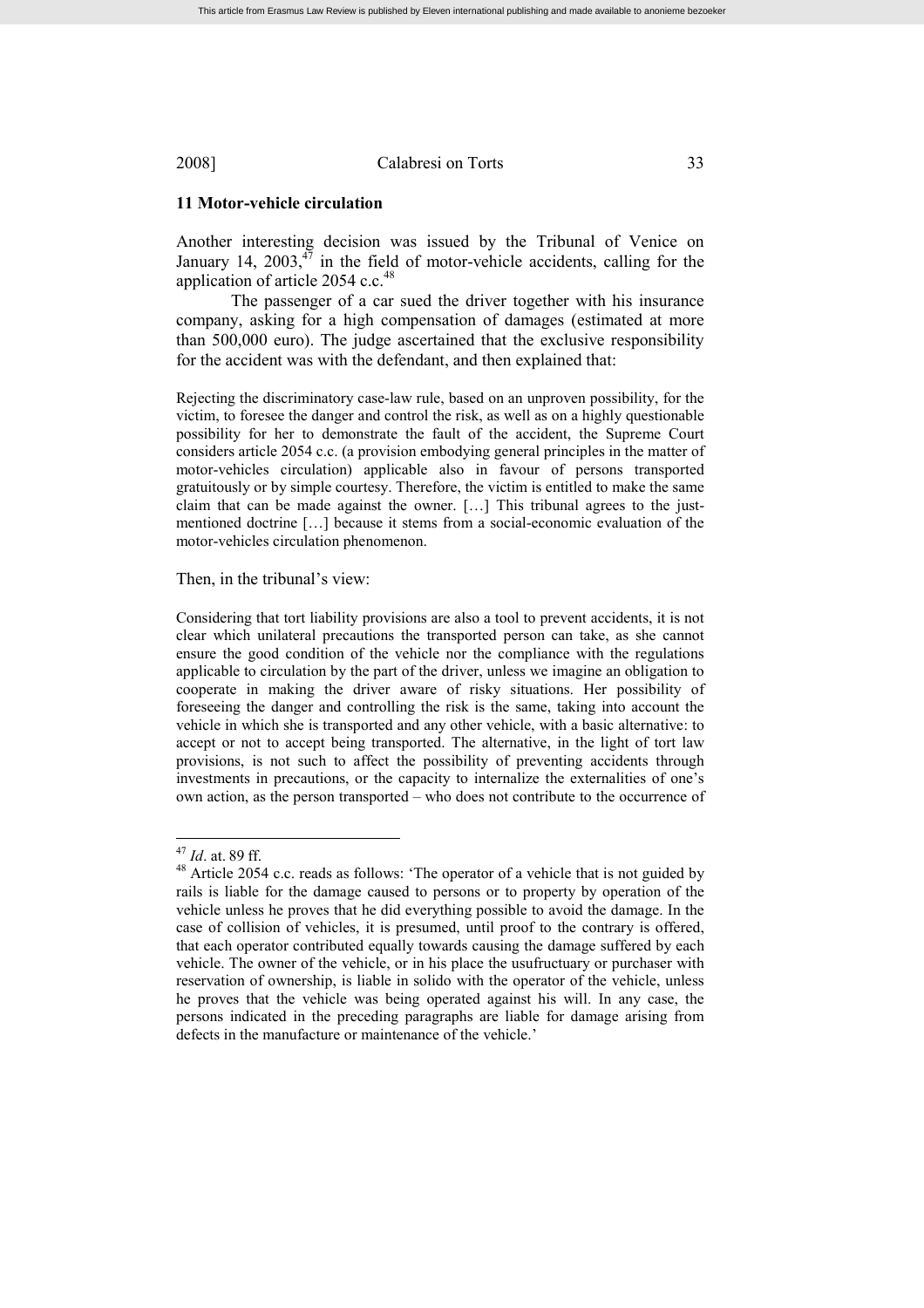## 11 Motor-vehicle circulation

Another interesting decision was issued by the Tribunal of Venice on January 14, 2003,[47] in the field of motor-vehicle accidents, calling for the application of article 2054 c.c.[48]

The passenger of a car sued the driver together with his insurance company, asking for a high compensation of damages (estimated at more than 500,000 euro). The judge ascertained that the exclusive responsibility for the accident was with the defendant, and then explained that:

> Rejecting the discriminatory case-law rule, based on an unproven possibility, for the victim, to foresee the danger and control the risk, as well as on a highly questionable possibility for her to demonstrate the fault of the accident, the Supreme Court considers article 2054 c.c. (a provision embodying general principles in the matter of motor-vehicles circulation) applicable also in favour of persons transported gratuitously or by simple courtesy. Therefore, the victim is entitled to make the same claim that can be made against the owner. […] This tribunal agrees to the just-mentioned doctrine […] because it stems from a social-economic evaluation of the motor-vehicles circulation phenomenon.

Then, in the tribunal's view:

> Considering that tort liability provisions are also a tool to prevent accidents, it is not clear which unilateral precautions the transported person can take, as she cannot ensure the good condition of the vehicle nor the compliance with the regulations applicable to circulation by the part of the driver, unless we imagine an obligation to cooperate in making the driver aware of risky situations. Her possibility of foreseeing the danger and controlling the risk is the same, taking into account the vehicle in which she is transported and any other vehicle, with a basic alternative: to accept or not to accept being transported. The alternative, in the light of tort law provisions, is not such to affect the possibility of preventing accidents through investments in precautions, or the capacity to internalize the externalities of one's own action, as the person transported – who does not contribute to the occurrence of

---

[47] *Id*. at. 89 ff.

[48] Article 2054 c.c. reads as follows: 'The operator of a vehicle that is not guided by rails is liable for the damage caused to persons or to property by operation of the vehicle unless he proves that he did everything possible to avoid the damage. In the case of collision of vehicles, it is presumed, until proof to the contrary is offered, that each operator contributed equally towards causing the damage suffered by each vehicle. The owner of the vehicle, or in his place the usufructuary or purchaser with reservation of ownership, is liable in solido with the operator of the vehicle, unless he proves that the vehicle was being operated against his will. In any case, the persons indicated in the preceding paragraphs are liable for damage arising from defects in the manufacture or maintenance of the vehicle.'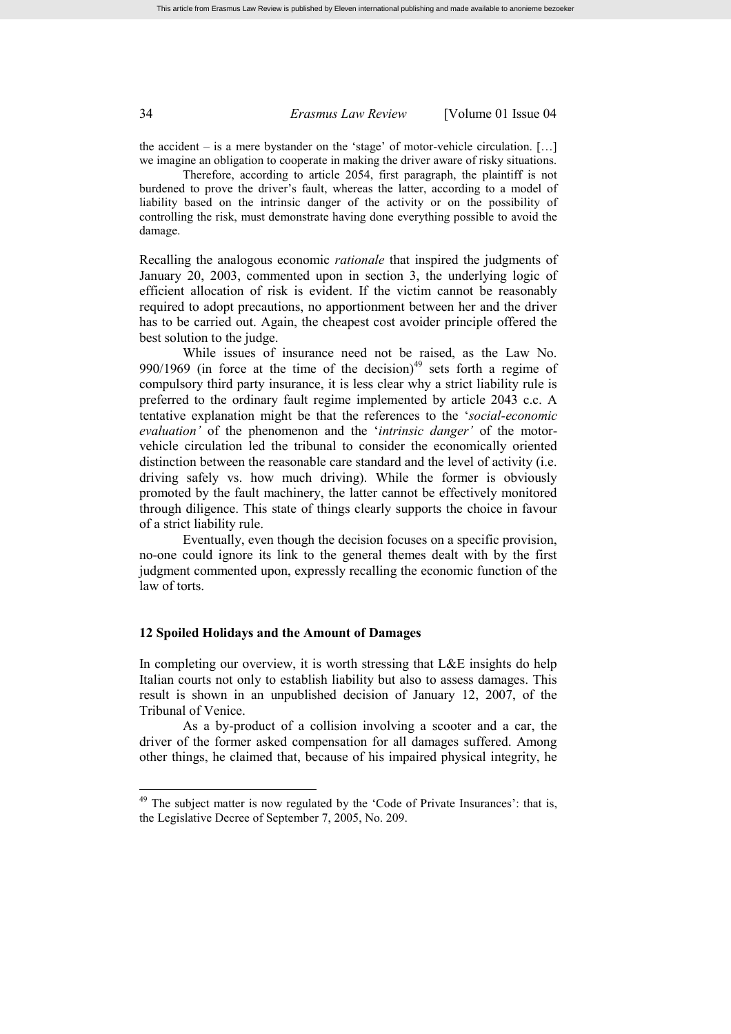the accident – is a mere bystander on the 'stage' of motor-vehicle circulation. […] we imagine an obligation to cooperate in making the driver aware of risky situations.

Therefore, according to article 2054, first paragraph, the plaintiff is not burdened to prove the driver's fault, whereas the latter, according to a model of liability based on the intrinsic danger of the activity or on the possibility of controlling the risk, must demonstrate having done everything possible to avoid the damage.

Recalling the analogous economic *rationale* that inspired the judgments of January 20, 2003, commented upon in section 3, the underlying logic of efficient allocation of risk is evident. If the victim cannot be reasonably required to adopt precautions, no apportionment between her and the driver has to be carried out. Again, the cheapest cost avoider principle offered the best solution to the judge.

While issues of insurance need not be raised, as the Law No. 990/1969 (in force at the time of the decision)[49] sets forth a regime of compulsory third party insurance, it is less clear why a strict liability rule is preferred to the ordinary fault regime implemented by article 2043 c.c. A tentative explanation might be that the references to the '*social-economic evaluation'* of the phenomenon and the '*intrinsic danger'* of the motor-vehicle circulation led the tribunal to consider the economically oriented distinction between the reasonable care standard and the level of activity (i.e. driving safely vs. how much driving). While the former is obviously promoted by the fault machinery, the latter cannot be effectively monitored through diligence. This state of things clearly supports the choice in favour of a strict liability rule.

Eventually, even though the decision focuses on a specific provision, no-one could ignore its link to the general themes dealt with by the first judgment commented upon, expressly recalling the economic function of the law of torts.

## 12 Spoiled Holidays and the Amount of Damages

In completing our overview, it is worth stressing that L&E insights do help Italian courts not only to establish liability but also to assess damages. This result is shown in an unpublished decision of January 12, 2007, of the Tribunal of Venice.

As a by-product of a collision involving a scooter and a car, the driver of the former asked compensation for all damages suffered. Among other things, he claimed that, because of his impaired physical integrity, he

---

[49] The subject matter is now regulated by the 'Code of Private Insurances': that is, the Legislative Decree of September 7, 2005, No. 209.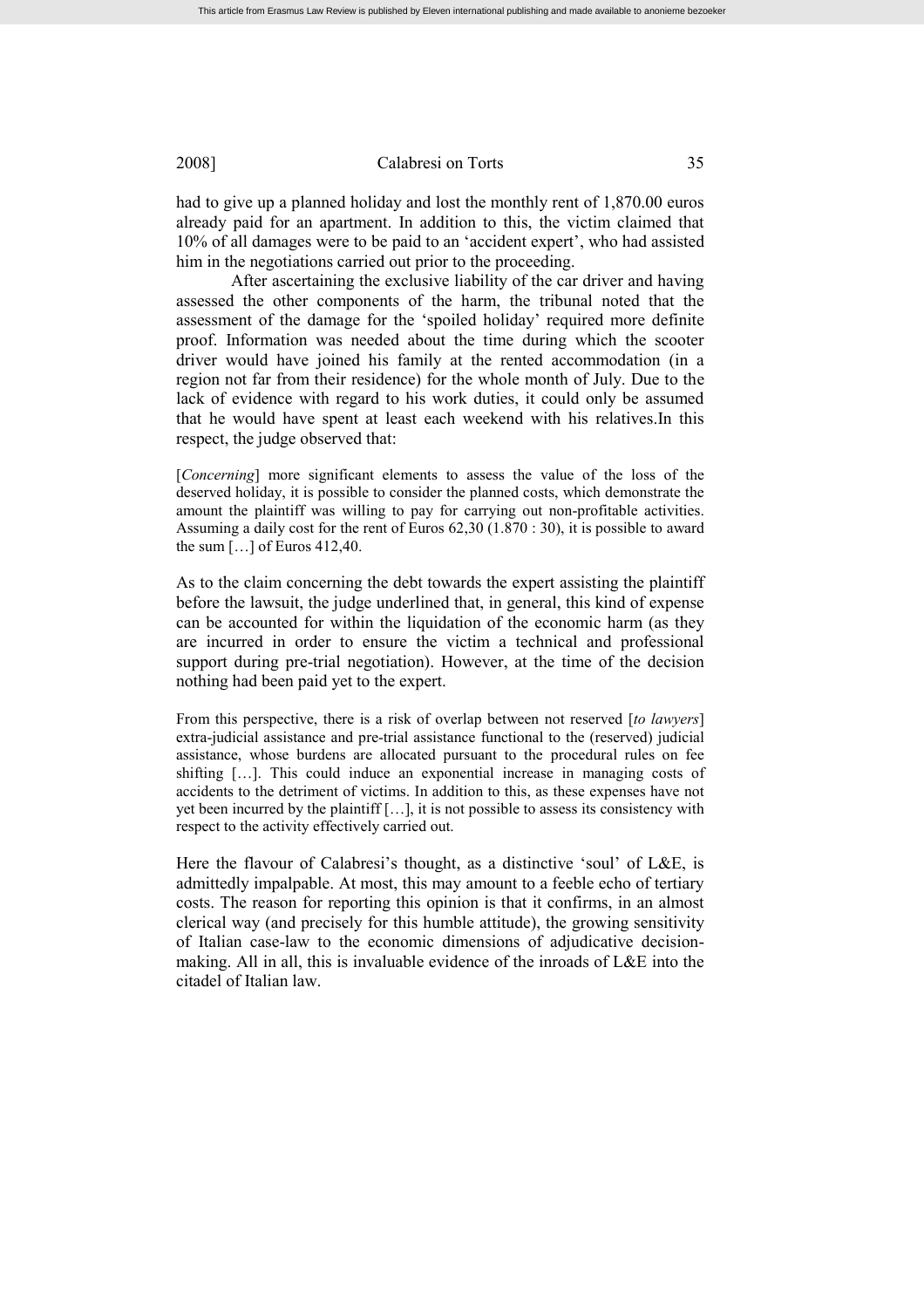had to give up a planned holiday and lost the monthly rent of 1,870.00 euros already paid for an apartment. In addition to this, the victim claimed that 10% of all damages were to be paid to an 'accident expert', who had assisted him in the negotiations carried out prior to the proceeding.

After ascertaining the exclusive liability of the car driver and having assessed the other components of the harm, the tribunal noted that the assessment of the damage for the 'spoiled holiday' required more definite proof. Information was needed about the time during which the scooter driver would have joined his family at the rented accommodation (in a region not far from their residence) for the whole month of July. Due to the lack of evidence with regard to his work duties, it could only be assumed that he would have spent at least each weekend with his relatives.In this respect, the judge observed that:

> [*Concerning*] more significant elements to assess the value of the loss of the deserved holiday, it is possible to consider the planned costs, which demonstrate the amount the plaintiff was willing to pay for carrying out non-profitable activities. Assuming a daily cost for the rent of Euros 62,30 (1.870 : 30), it is possible to award the sum […] of Euros 412,40.

As to the claim concerning the debt towards the expert assisting the plaintiff before the lawsuit, the judge underlined that, in general, this kind of expense can be accounted for within the liquidation of the economic harm (as they are incurred in order to ensure the victim a technical and professional support during pre-trial negotiation). However, at the time of the decision nothing had been paid yet to the expert.

> From this perspective, there is a risk of overlap between not reserved [*to lawyers*] extra-judicial assistance and pre-trial assistance functional to the (reserved) judicial assistance, whose burdens are allocated pursuant to the procedural rules on fee shifting […]. This could induce an exponential increase in managing costs of accidents to the detriment of victims. In addition to this, as these expenses have not yet been incurred by the plaintiff […], it is not possible to assess its consistency with respect to the activity effectively carried out.

Here the flavour of Calabresi's thought, as a distinctive 'soul' of L&E, is admittedly impalpable. At most, this may amount to a feeble echo of tertiary costs. The reason for reporting this opinion is that it confirms, in an almost clerical way (and precisely for this humble attitude), the growing sensitivity of Italian case-law to the economic dimensions of adjudicative decision-making. All in all, this is invaluable evidence of the inroads of L&E into the citadel of Italian law.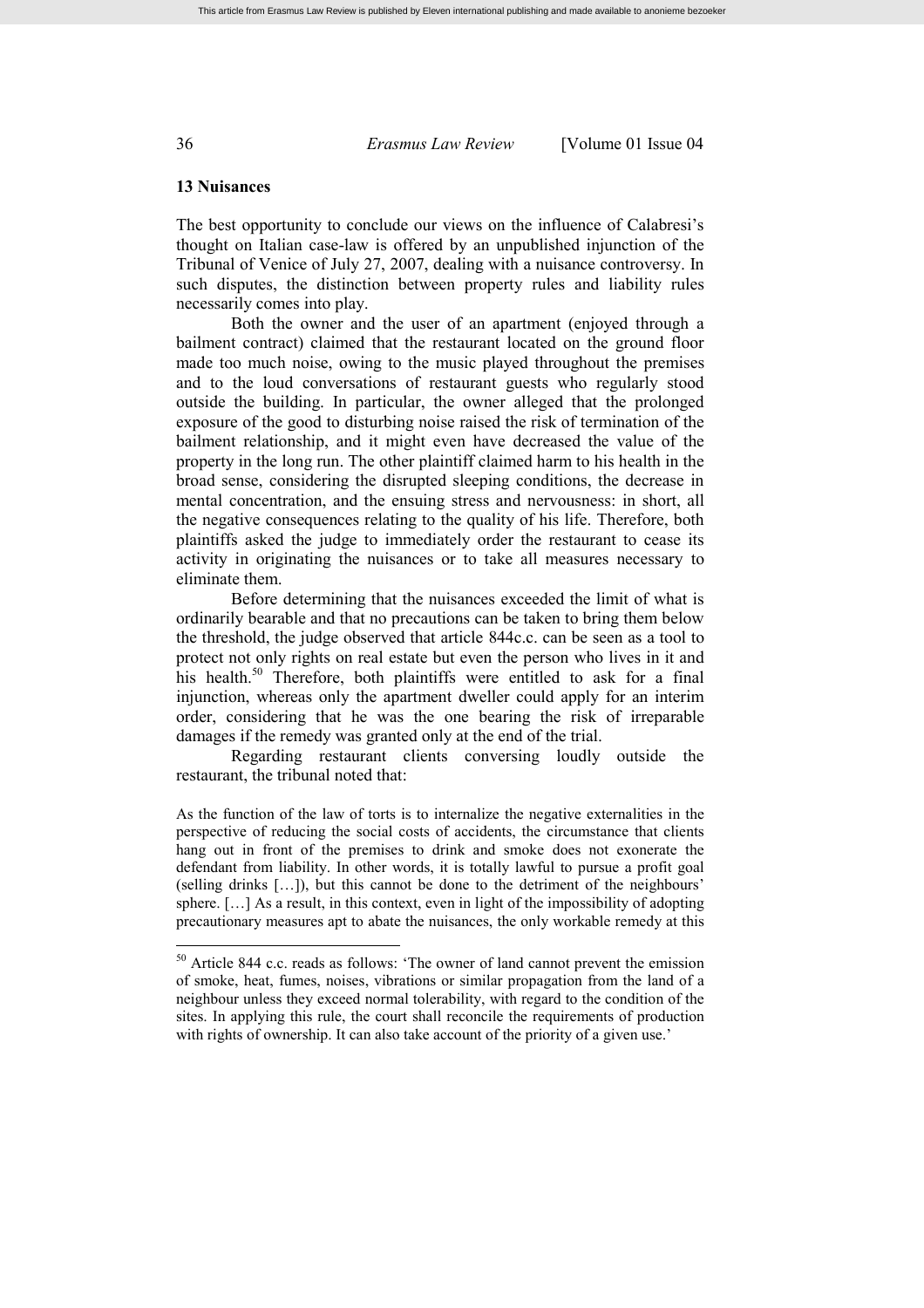## 13 Nuisances

The best opportunity to conclude our views on the influence of Calabresi's thought on Italian case-law is offered by an unpublished injunction of the Tribunal of Venice of July 27, 2007, dealing with a nuisance controversy. In such disputes, the distinction between property rules and liability rules necessarily comes into play.

Both the owner and the user of an apartment (enjoyed through a bailment contract) claimed that the restaurant located on the ground floor made too much noise, owing to the music played throughout the premises and to the loud conversations of restaurant guests who regularly stood outside the building. In particular, the owner alleged that the prolonged exposure of the good to disturbing noise raised the risk of termination of the bailment relationship, and it might even have decreased the value of the property in the long run. The other plaintiff claimed harm to his health in the broad sense, considering the disrupted sleeping conditions, the decrease in mental concentration, and the ensuing stress and nervousness: in short, all the negative consequences relating to the quality of his life. Therefore, both plaintiffs asked the judge to immediately order the restaurant to cease its activity in originating the nuisances or to take all measures necessary to eliminate them.

Before determining that the nuisances exceeded the limit of what is ordinarily bearable and that no precautions can be taken to bring them below the threshold, the judge observed that article 844c.c. can be seen as a tool to protect not only rights on real estate but even the person who lives in it and his health.[50] Therefore, both plaintiffs were entitled to ask for a final injunction, whereas only the apartment dweller could apply for an interim order, considering that he was the one bearing the risk of irreparable damages if the remedy was granted only at the end of the trial.

Regarding restaurant clients conversing loudly outside the restaurant, the tribunal noted that:

> As the function of the law of torts is to internalize the negative externalities in the perspective of reducing the social costs of accidents, the circumstance that clients hang out in front of the premises to drink and smoke does not exonerate the defendant from liability. In other words, it is totally lawful to pursue a profit goal (selling drinks […]), but this cannot be done to the detriment of the neighbours' sphere. […] As a result, in this context, even in light of the impossibility of adopting precautionary measures apt to abate the nuisances, the only workable remedy at this

---

[50] Article 844 c.c. reads as follows: 'The owner of land cannot prevent the emission of smoke, heat, fumes, noises, vibrations or similar propagation from the land of a neighbour unless they exceed normal tolerability, with regard to the condition of the sites. In applying this rule, the court shall reconcile the requirements of production with rights of ownership. It can also take account of the priority of a given use.'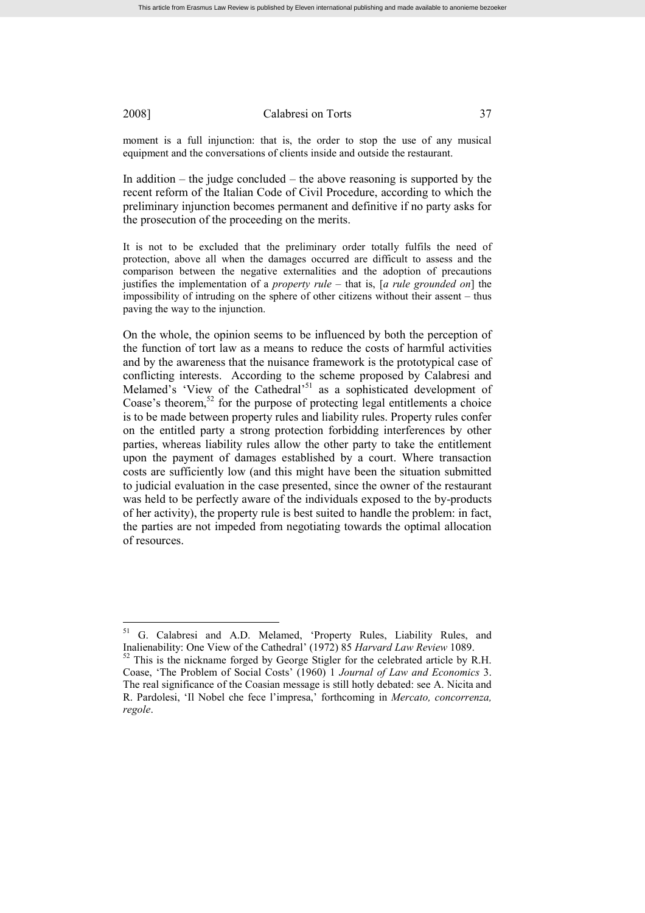moment is a full injunction: that is, the order to stop the use of any musical equipment and the conversations of clients inside and outside the restaurant.

In addition – the judge concluded – the above reasoning is supported by the recent reform of the Italian Code of Civil Procedure, according to which the preliminary injunction becomes permanent and definitive if no party asks for the prosecution of the proceeding on the merits.

> It is not to be excluded that the preliminary order totally fulfils the need of protection, above all when the damages occurred are difficult to assess and the comparison between the negative externalities and the adoption of precautions justifies the implementation of a *property rule* – that is, [*a rule grounded on*] the impossibility of intruding on the sphere of other citizens without their assent – thus paving the way to the injunction.

On the whole, the opinion seems to be influenced by both the perception of the function of tort law as a means to reduce the costs of harmful activities and by the awareness that the nuisance framework is the prototypical case of conflicting interests. According to the scheme proposed by Calabresi and Melamed's 'View of the Cathedral'[51] as a sophisticated development of Coase's theorem,[52] for the purpose of protecting legal entitlements a choice is to be made between property rules and liability rules. Property rules confer on the entitled party a strong protection forbidding interferences by other parties, whereas liability rules allow the other party to take the entitlement upon the payment of damages established by a court. Where transaction costs are sufficiently low (and this might have been the situation submitted to judicial evaluation in the case presented, since the owner of the restaurant was held to be perfectly aware of the individuals exposed to the by-products of her activity), the property rule is best suited to handle the problem: in fact, the parties are not impeded from negotiating towards the optimal allocation of resources.

---

[51] G. Calabresi and A.D. Melamed, 'Property Rules, Liability Rules, and Inalienability: One View of the Cathedral' (1972) 85 *Harvard Law Review* 1089.

[52] This is the nickname forged by George Stigler for the celebrated article by R.H. Coase, 'The Problem of Social Costs' (1960) 1 *Journal of Law and Economics* 3. The real significance of the Coasian message is still hotly debated: see A. Nicita and R. Pardolesi, 'Il Nobel che fece l'impresa,' forthcoming in *Mercato, concorrenza, regole*.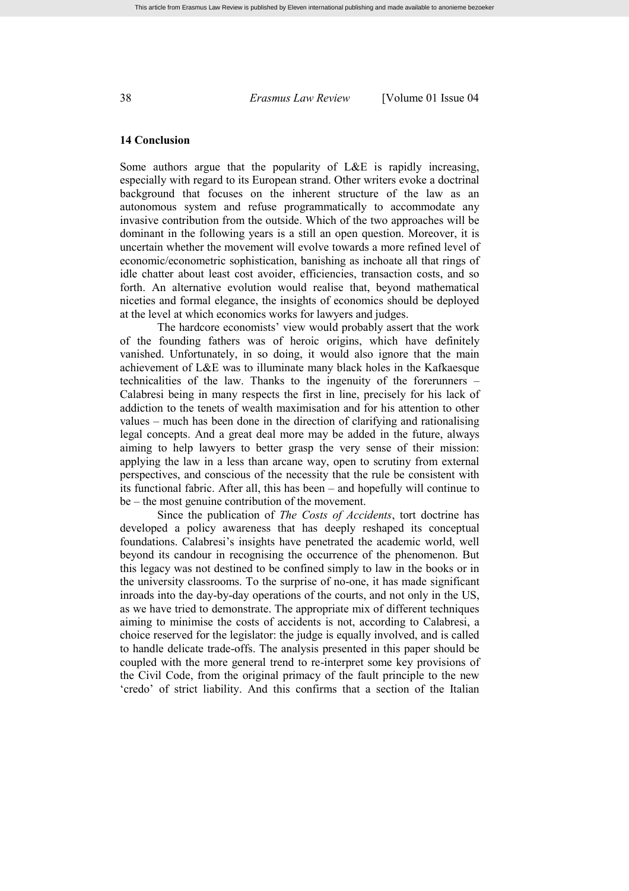## 14 Conclusion

Some authors argue that the popularity of L&E is rapidly increasing, especially with regard to its European strand. Other writers evoke a doctrinal background that focuses on the inherent structure of the law as an autonomous system and refuse programmatically to accommodate any invasive contribution from the outside. Which of the two approaches will be dominant in the following years is a still an open question. Moreover, it is uncertain whether the movement will evolve towards a more refined level of economic/econometric sophistication, banishing as inchoate all that rings of idle chatter about least cost avoider, efficiencies, transaction costs, and so forth. An alternative evolution would realise that, beyond mathematical niceties and formal elegance, the insights of economics should be deployed at the level at which economics works for lawyers and judges.

The hardcore economists' view would probably assert that the work of the founding fathers was of heroic origins, which have definitely vanished. Unfortunately, in so doing, it would also ignore that the main achievement of L&E was to illuminate many black holes in the Kafkaesque technicalities of the law. Thanks to the ingenuity of the forerunners – Calabresi being in many respects the first in line, precisely for his lack of addiction to the tenets of wealth maximisation and for his attention to other values – much has been done in the direction of clarifying and rationalising legal concepts. And a great deal more may be added in the future, always aiming to help lawyers to better grasp the very sense of their mission: applying the law in a less than arcane way, open to scrutiny from external perspectives, and conscious of the necessity that the rule be consistent with its functional fabric. After all, this has been – and hopefully will continue to be – the most genuine contribution of the movement.

Since the publication of *The Costs of Accidents*, tort doctrine has developed a policy awareness that has deeply reshaped its conceptual foundations. Calabresi's insights have penetrated the academic world, well beyond its candour in recognising the occurrence of the phenomenon. But this legacy was not destined to be confined simply to law in the books or in the university classrooms. To the surprise of no-one, it has made significant inroads into the day-by-day operations of the courts, and not only in the US, as we have tried to demonstrate. The appropriate mix of different techniques aiming to minimise the costs of accidents is not, according to Calabresi, a choice reserved for the legislator: the judge is equally involved, and is called to handle delicate trade-offs. The analysis presented in this paper should be coupled with the more general trend to re-interpret some key provisions of the Civil Code, from the original primacy of the fault principle to the new 'credo' of strict liability. And this confirms that a section of the Italian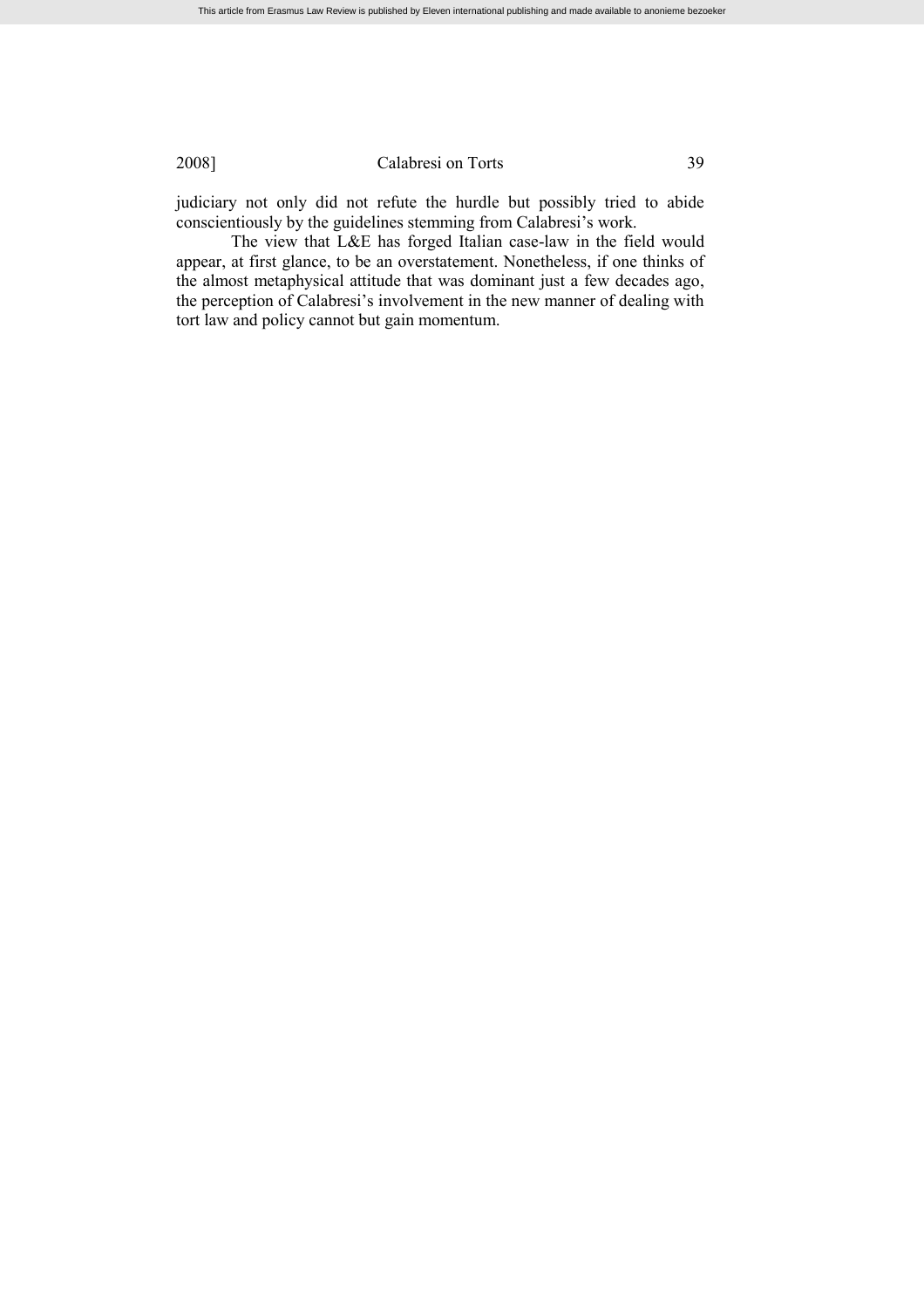judiciary not only did not refute the hurdle but possibly tried to abide conscientiously by the guidelines stemming from Calabresi's work.

The view that L&E has forged Italian case-law in the field would appear, at first glance, to be an overstatement. Nonetheless, if one thinks of the almost metaphysical attitude that was dominant just a few decades ago, the perception of Calabresi's involvement in the new manner of dealing with tort law and policy cannot but gain momentum.